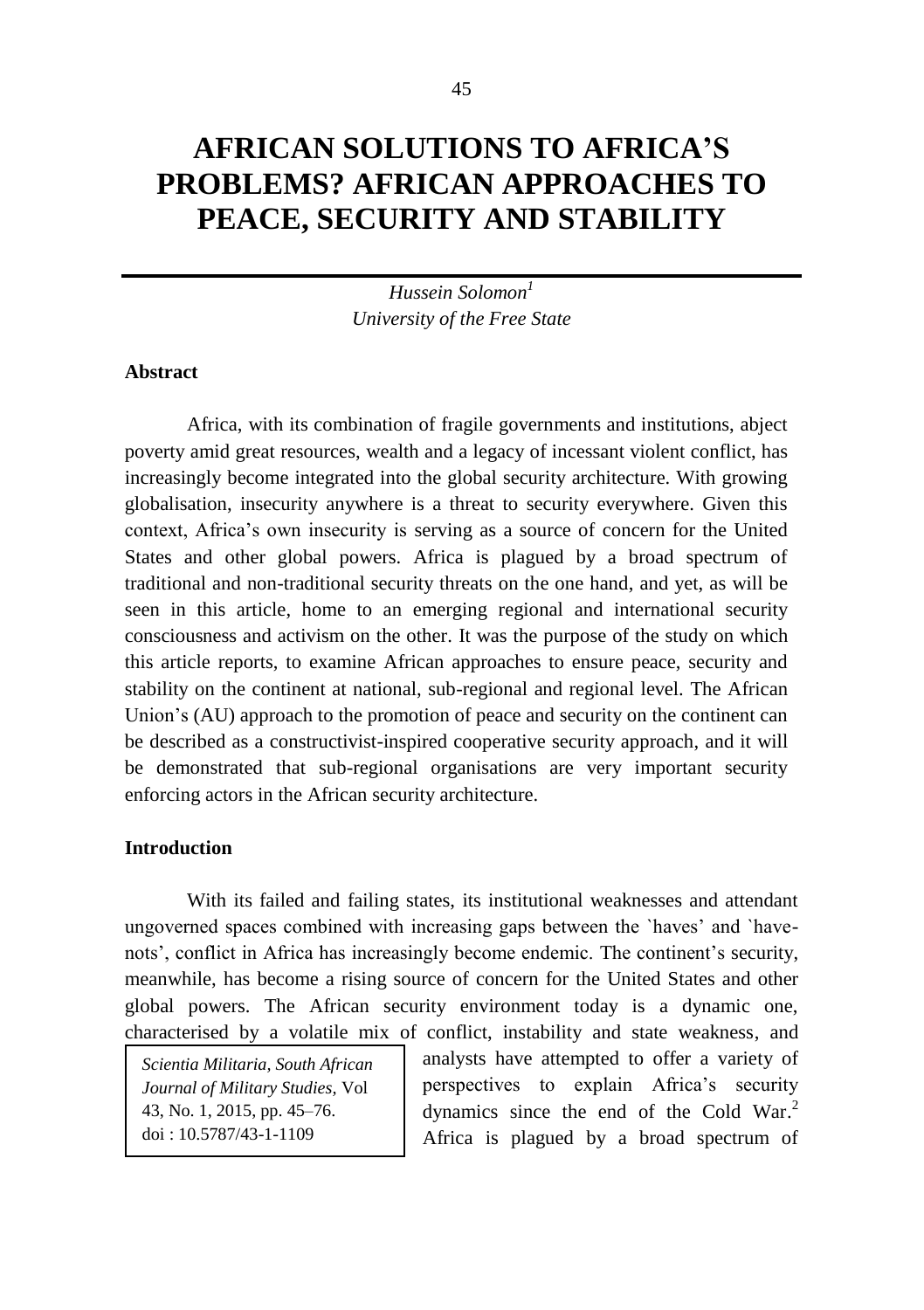# AFRICAN SOLUTIONS TO AFRICA'S PROBLEMS? AFRICAN APPROACHES TO PEACE, SECURITY AND STABILITY

*Hussein Solomon*[1]
*University of the Free State*

## Abstract

Africa, with its combination of fragile governments and institutions, abject poverty amid great resources, wealth and a legacy of incessant violent conflict, has increasingly become integrated into the global security architecture. With growing globalisation, insecurity anywhere is a threat to security everywhere. Given this context, Africa's own insecurity is serving as a source of concern for the United States and other global powers. Africa is plagued by a broad spectrum of traditional and non-traditional security threats on the one hand, and yet, as will be seen in this article, home to an emerging regional and international security consciousness and activism on the other. It was the purpose of the study on which this article reports, to examine African approaches to ensure peace, security and stability on the continent at national, sub-regional and regional level. The African Union's (AU) approach to the promotion of peace and security on the continent can be described as a constructivist-inspired cooperative security approach, and it will be demonstrated that sub-regional organisations are very important security enforcing actors in the African security architecture.

## Introduction

With its failed and failing states, its institutional weaknesses and attendant ungoverned spaces combined with increasing gaps between the `haves' and `have-nots', conflict in Africa has increasingly become endemic. The continent's security, meanwhile, has become a rising source of concern for the United States and other global powers. The African security environment today is a dynamic one, characterised by a volatile mix of conflict, instability and state weakness, and analysts have attempted to offer a variety of perspectives to explain Africa's security dynamics since the end of the Cold War.[2] Africa is plagued by a broad spectrum of

*Scientia Militaria, South African Journal of Military Studies,* Vol 43, No. 1, 2015, pp. 45–76. doi : 10.5787/43-1-1109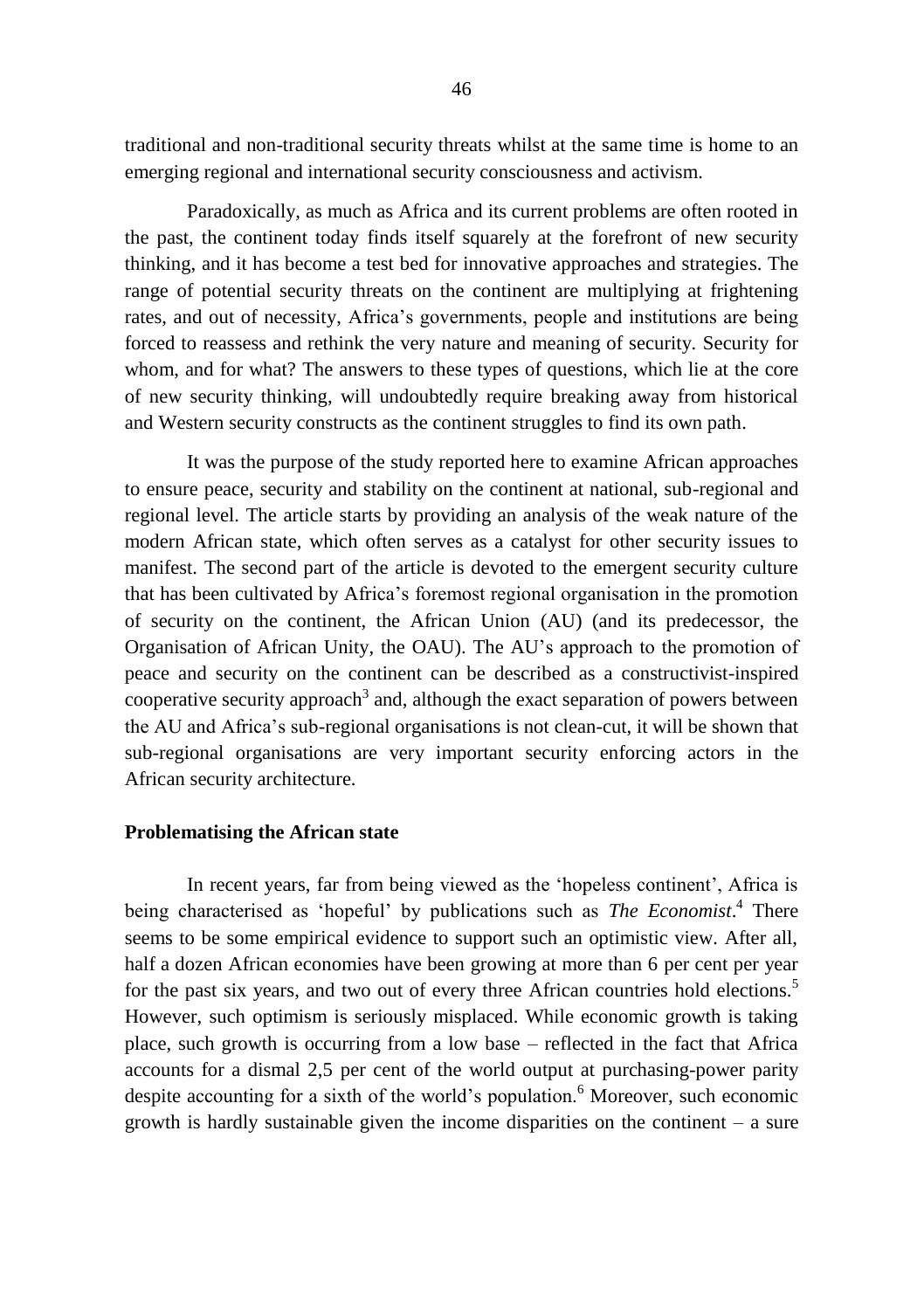traditional and non-traditional security threats whilst at the same time is home to an emerging regional and international security consciousness and activism.

Paradoxically, as much as Africa and its current problems are often rooted in the past, the continent today finds itself squarely at the forefront of new security thinking, and it has become a test bed for innovative approaches and strategies. The range of potential security threats on the continent are multiplying at frightening rates, and out of necessity, Africa's governments, people and institutions are being forced to reassess and rethink the very nature and meaning of security. Security for whom, and for what? The answers to these types of questions, which lie at the core of new security thinking, will undoubtedly require breaking away from historical and Western security constructs as the continent struggles to find its own path.

It was the purpose of the study reported here to examine African approaches to ensure peace, security and stability on the continent at national, sub-regional and regional level. The article starts by providing an analysis of the weak nature of the modern African state, which often serves as a catalyst for other security issues to manifest. The second part of the article is devoted to the emergent security culture that has been cultivated by Africa's foremost regional organisation in the promotion of security on the continent, the African Union (AU) (and its predecessor, the Organisation of African Unity, the OAU). The AU's approach to the promotion of peace and security on the continent can be described as a constructivist-inspired cooperative security approach[3] and, although the exact separation of powers between the AU and Africa's sub-regional organisations is not clean-cut, it will be shown that sub-regional organisations are very important security enforcing actors in the African security architecture.

## Problematising the African state

In recent years, far from being viewed as the 'hopeless continent', Africa is being characterised as 'hopeful' by publications such as *The Economist*.[4] There seems to be some empirical evidence to support such an optimistic view. After all, half a dozen African economies have been growing at more than 6 per cent per year for the past six years, and two out of every three African countries hold elections.[5] However, such optimism is seriously misplaced. While economic growth is taking place, such growth is occurring from a low base – reflected in the fact that Africa accounts for a dismal 2,5 per cent of the world output at purchasing-power parity despite accounting for a sixth of the world's population.[6] Moreover, such economic growth is hardly sustainable given the income disparities on the continent – a sure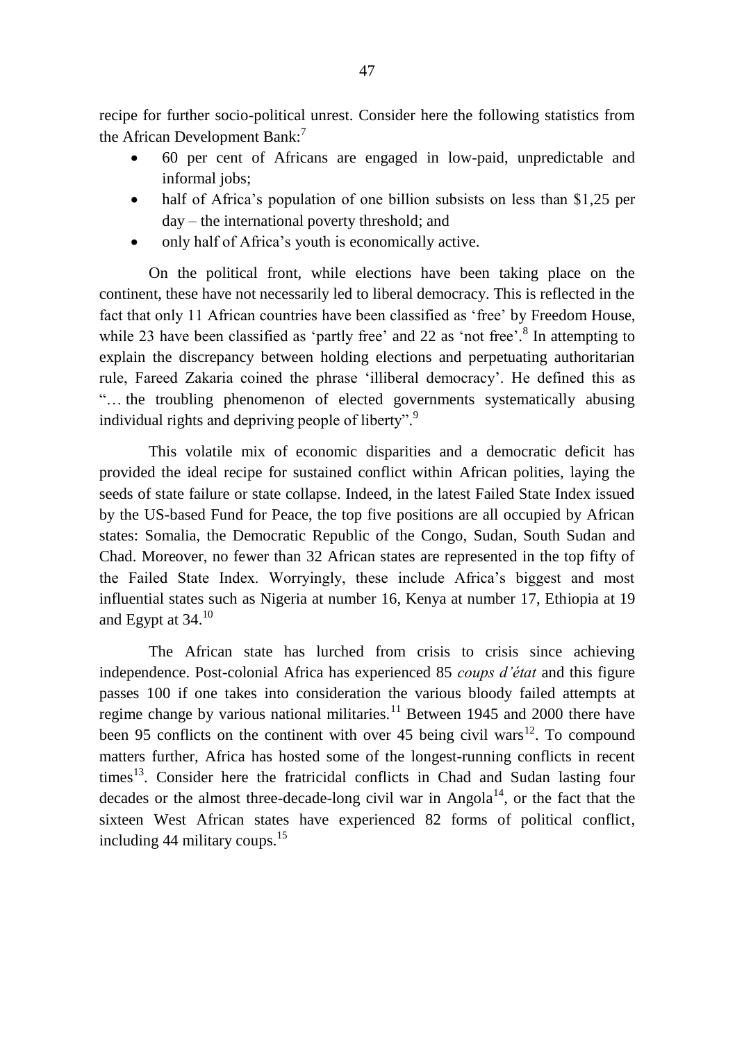recipe for further socio-political unrest. Consider here the following statistics from the African Development Bank:[7]

- 60 per cent of Africans are engaged in low-paid, unpredictable and informal jobs;
- half of Africa's population of one billion subsists on less than \$1,25 per day – the international poverty threshold; and
- only half of Africa's youth is economically active.

On the political front, while elections have been taking place on the continent, these have not necessarily led to liberal democracy. This is reflected in the fact that only 11 African countries have been classified as 'free' by Freedom House, while 23 have been classified as 'partly free' and 22 as 'not free'.[8] In attempting to explain the discrepancy between holding elections and perpetuating authoritarian rule, Fareed Zakaria coined the phrase 'illiberal democracy'. He defined this as "… the troubling phenomenon of elected governments systematically abusing individual rights and depriving people of liberty".[9]

This volatile mix of economic disparities and a democratic deficit has provided the ideal recipe for sustained conflict within African polities, laying the seeds of state failure or state collapse. Indeed, in the latest Failed State Index issued by the US-based Fund for Peace, the top five positions are all occupied by African states: Somalia, the Democratic Republic of the Congo, Sudan, South Sudan and Chad. Moreover, no fewer than 32 African states are represented in the top fifty of the Failed State Index. Worryingly, these include Africa's biggest and most influential states such as Nigeria at number 16, Kenya at number 17, Ethiopia at 19 and Egypt at 34.[10]

The African state has lurched from crisis to crisis since achieving independence. Post-colonial Africa has experienced 85 *coups d'état* and this figure passes 100 if one takes into consideration the various bloody failed attempts at regime change by various national militaries.[11] Between 1945 and 2000 there have been 95 conflicts on the continent with over 45 being civil wars[12]. To compound matters further, Africa has hosted some of the longest-running conflicts in recent times[13]. Consider here the fratricidal conflicts in Chad and Sudan lasting four decades or the almost three-decade-long civil war in Angola[14], or the fact that the sixteen West African states have experienced 82 forms of political conflict, including 44 military coups.[15]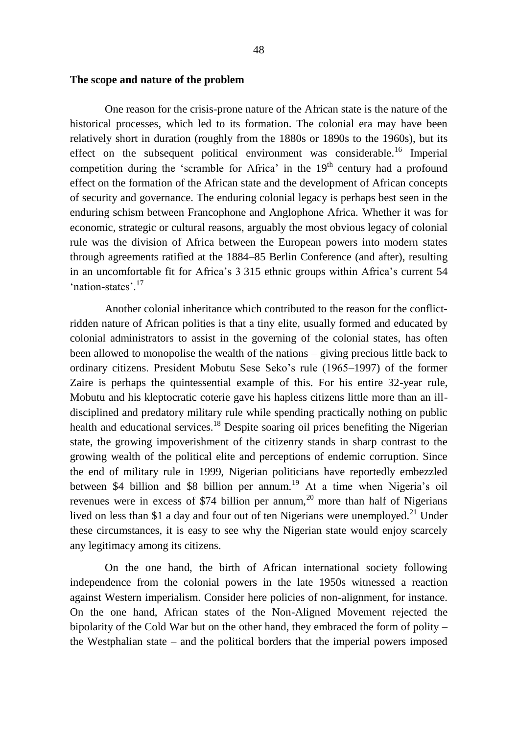**The scope and nature of the problem**

One reason for the crisis-prone nature of the African state is the nature of the historical processes, which led to its formation. The colonial era may have been relatively short in duration (roughly from the 1880s or 1890s to the 1960s), but its effect on the subsequent political environment was considerable.[16] Imperial competition during the 'scramble for Africa' in the 19th century had a profound effect on the formation of the African state and the development of African concepts of security and governance. The enduring colonial legacy is perhaps best seen in the enduring schism between Francophone and Anglophone Africa. Whether it was for economic, strategic or cultural reasons, arguably the most obvious legacy of colonial rule was the division of Africa between the European powers into modern states through agreements ratified at the 1884–85 Berlin Conference (and after), resulting in an uncomfortable fit for Africa's 3 315 ethnic groups within Africa's current 54 'nation-states'.[17]

Another colonial inheritance which contributed to the reason for the conflict-ridden nature of African polities is that a tiny elite, usually formed and educated by colonial administrators to assist in the governing of the colonial states, has often been allowed to monopolise the wealth of the nations – giving precious little back to ordinary citizens. President Mobutu Sese Seko's rule (1965–1997) of the former Zaire is perhaps the quintessential example of this. For his entire 32-year rule, Mobutu and his kleptocratic coterie gave his hapless citizens little more than an ill-disciplined and predatory military rule while spending practically nothing on public health and educational services.[18] Despite soaring oil prices benefiting the Nigerian state, the growing impoverishment of the citizenry stands in sharp contrast to the growing wealth of the political elite and perceptions of endemic corruption. Since the end of military rule in 1999, Nigerian politicians have reportedly embezzled between \$4 billion and \$8 billion per annum.[19] At a time when Nigeria's oil revenues were in excess of \$74 billion per annum,[20] more than half of Nigerians lived on less than \$1 a day and four out of ten Nigerians were unemployed.[21] Under these circumstances, it is easy to see why the Nigerian state would enjoy scarcely any legitimacy among its citizens.

On the one hand, the birth of African international society following independence from the colonial powers in the late 1950s witnessed a reaction against Western imperialism. Consider here policies of non-alignment, for instance. On the one hand, African states of the Non-Aligned Movement rejected the bipolarity of the Cold War but on the other hand, they embraced the form of polity – the Westphalian state – and the political borders that the imperial powers imposed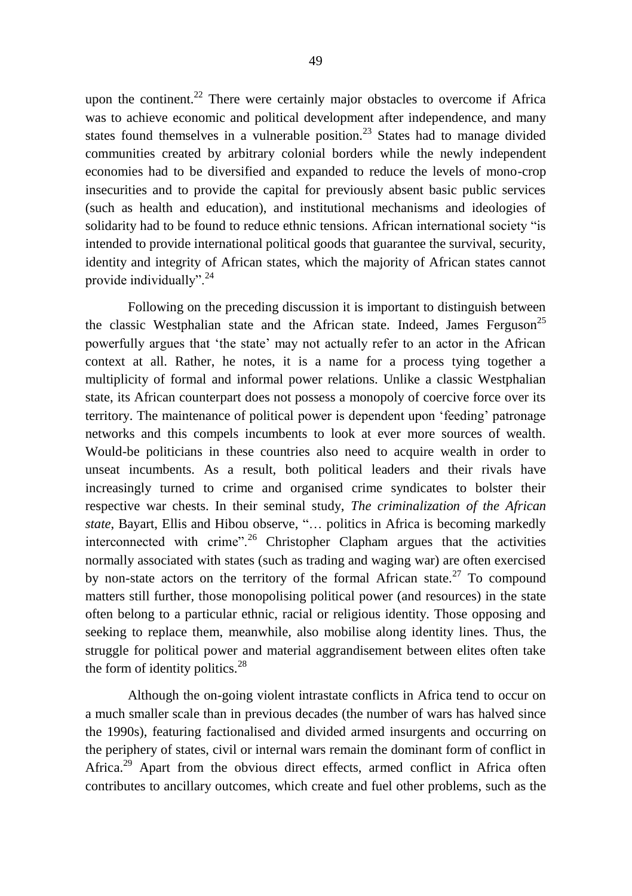upon the continent.[22] There were certainly major obstacles to overcome if Africa was to achieve economic and political development after independence, and many states found themselves in a vulnerable position.[23] States had to manage divided communities created by arbitrary colonial borders while the newly independent economies had to be diversified and expanded to reduce the levels of mono-crop insecurities and to provide the capital for previously absent basic public services (such as health and education), and institutional mechanisms and ideologies of solidarity had to be found to reduce ethnic tensions. African international society "is intended to provide international political goods that guarantee the survival, security, identity and integrity of African states, which the majority of African states cannot provide individually".[24]

Following on the preceding discussion it is important to distinguish between the classic Westphalian state and the African state. Indeed, James Ferguson[25] powerfully argues that 'the state' may not actually refer to an actor in the African context at all. Rather, he notes, it is a name for a process tying together a multiplicity of formal and informal power relations. Unlike a classic Westphalian state, its African counterpart does not possess a monopoly of coercive force over its territory. The maintenance of political power is dependent upon 'feeding' patronage networks and this compels incumbents to look at ever more sources of wealth. Would-be politicians in these countries also need to acquire wealth in order to unseat incumbents. As a result, both political leaders and their rivals have increasingly turned to crime and organised crime syndicates to bolster their respective war chests. In their seminal study, *The criminalization of the African state*, Bayart, Ellis and Hibou observe, "… politics in Africa is becoming markedly interconnected with crime".[26] Christopher Clapham argues that the activities normally associated with states (such as trading and waging war) are often exercised by non-state actors on the territory of the formal African state.[27] To compound matters still further, those monopolising political power (and resources) in the state often belong to a particular ethnic, racial or religious identity. Those opposing and seeking to replace them, meanwhile, also mobilise along identity lines. Thus, the struggle for political power and material aggrandisement between elites often take the form of identity politics.[28]

Although the on-going violent intrastate conflicts in Africa tend to occur on a much smaller scale than in previous decades (the number of wars has halved since the 1990s), featuring factionalised and divided armed insurgents and occurring on the periphery of states, civil or internal wars remain the dominant form of conflict in Africa.[29] Apart from the obvious direct effects, armed conflict in Africa often contributes to ancillary outcomes, which create and fuel other problems, such as the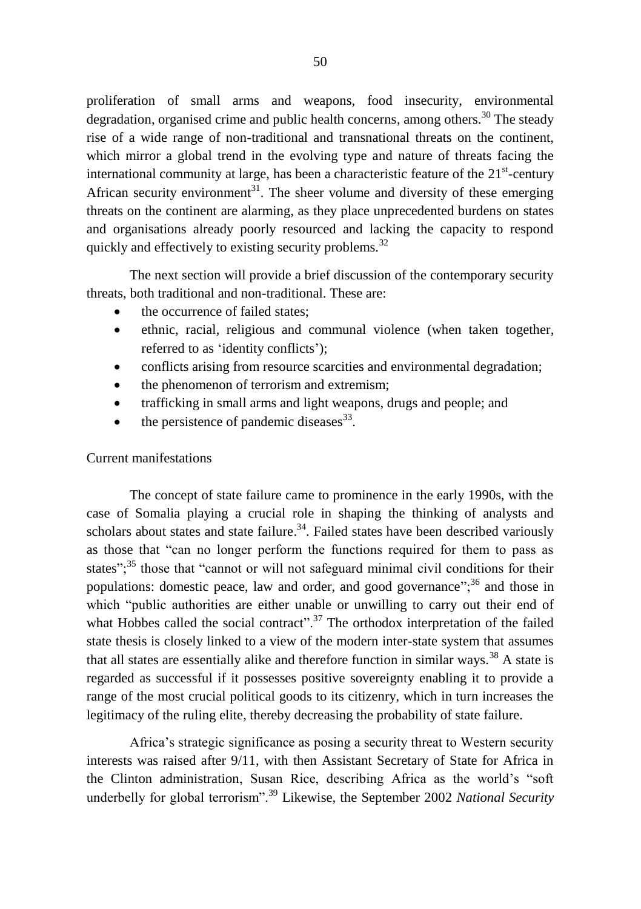proliferation of small arms and weapons, food insecurity, environmental degradation, organised crime and public health concerns, among others.[30] The steady rise of a wide range of non-traditional and transnational threats on the continent, which mirror a global trend in the evolving type and nature of threats facing the international community at large, has been a characteristic feature of the 21st-century African security environment[31]. The sheer volume and diversity of these emerging threats on the continent are alarming, as they place unprecedented burdens on states and organisations already poorly resourced and lacking the capacity to respond quickly and effectively to existing security problems.[32]

The next section will provide a brief discussion of the contemporary security threats, both traditional and non-traditional. These are:

- the occurrence of failed states;
- ethnic, racial, religious and communal violence (when taken together, referred to as 'identity conflicts');
- conflicts arising from resource scarcities and environmental degradation;
- the phenomenon of terrorism and extremism;
- trafficking in small arms and light weapons, drugs and people; and
- the persistence of pandemic diseases[33].

Current manifestations

The concept of state failure came to prominence in the early 1990s, with the case of Somalia playing a crucial role in shaping the thinking of analysts and scholars about states and state failure.[34]. Failed states have been described variously as those that "can no longer perform the functions required for them to pass as states";[35] those that "cannot or will not safeguard minimal civil conditions for their populations: domestic peace, law and order, and good governance";[36] and those in which "public authorities are either unable or unwilling to carry out their end of what Hobbes called the social contract".[37] The orthodox interpretation of the failed state thesis is closely linked to a view of the modern inter-state system that assumes that all states are essentially alike and therefore function in similar ways.[38] A state is regarded as successful if it possesses positive sovereignty enabling it to provide a range of the most crucial political goods to its citizenry, which in turn increases the legitimacy of the ruling elite, thereby decreasing the probability of state failure.

Africa's strategic significance as posing a security threat to Western security interests was raised after 9/11, with then Assistant Secretary of State for Africa in the Clinton administration, Susan Rice, describing Africa as the world's "soft underbelly for global terrorism".[39] Likewise, the September 2002 *National Security*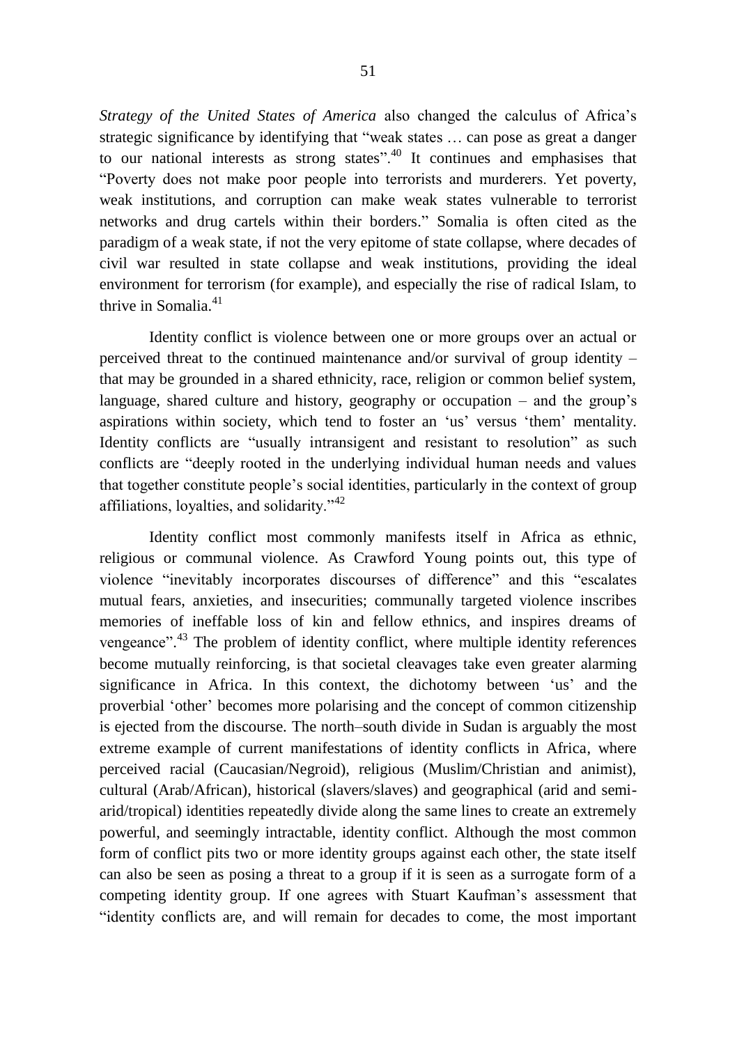*Strategy of the United States of America* also changed the calculus of Africa's strategic significance by identifying that "weak states … can pose as great a danger to our national interests as strong states".[40] It continues and emphasises that "Poverty does not make poor people into terrorists and murderers. Yet poverty, weak institutions, and corruption can make weak states vulnerable to terrorist networks and drug cartels within their borders." Somalia is often cited as the paradigm of a weak state, if not the very epitome of state collapse, where decades of civil war resulted in state collapse and weak institutions, providing the ideal environment for terrorism (for example), and especially the rise of radical Islam, to thrive in Somalia.[41]

Identity conflict is violence between one or more groups over an actual or perceived threat to the continued maintenance and/or survival of group identity – that may be grounded in a shared ethnicity, race, religion or common belief system, language, shared culture and history, geography or occupation – and the group's aspirations within society, which tend to foster an 'us' versus 'them' mentality. Identity conflicts are "usually intransigent and resistant to resolution" as such conflicts are "deeply rooted in the underlying individual human needs and values that together constitute people's social identities, particularly in the context of group affiliations, loyalties, and solidarity."[42]

Identity conflict most commonly manifests itself in Africa as ethnic, religious or communal violence. As Crawford Young points out, this type of violence "inevitably incorporates discourses of difference" and this "escalates mutual fears, anxieties, and insecurities; communally targeted violence inscribes memories of ineffable loss of kin and fellow ethnics, and inspires dreams of vengeance".[43] The problem of identity conflict, where multiple identity references become mutually reinforcing, is that societal cleavages take even greater alarming significance in Africa. In this context, the dichotomy between 'us' and the proverbial 'other' becomes more polarising and the concept of common citizenship is ejected from the discourse. The north–south divide in Sudan is arguably the most extreme example of current manifestations of identity conflicts in Africa, where perceived racial (Caucasian/Negroid), religious (Muslim/Christian and animist), cultural (Arab/African), historical (slavers/slaves) and geographical (arid and semi-arid/tropical) identities repeatedly divide along the same lines to create an extremely powerful, and seemingly intractable, identity conflict. Although the most common form of conflict pits two or more identity groups against each other, the state itself can also be seen as posing a threat to a group if it is seen as a surrogate form of a competing identity group. If one agrees with Stuart Kaufman's assessment that "identity conflicts are, and will remain for decades to come, the most important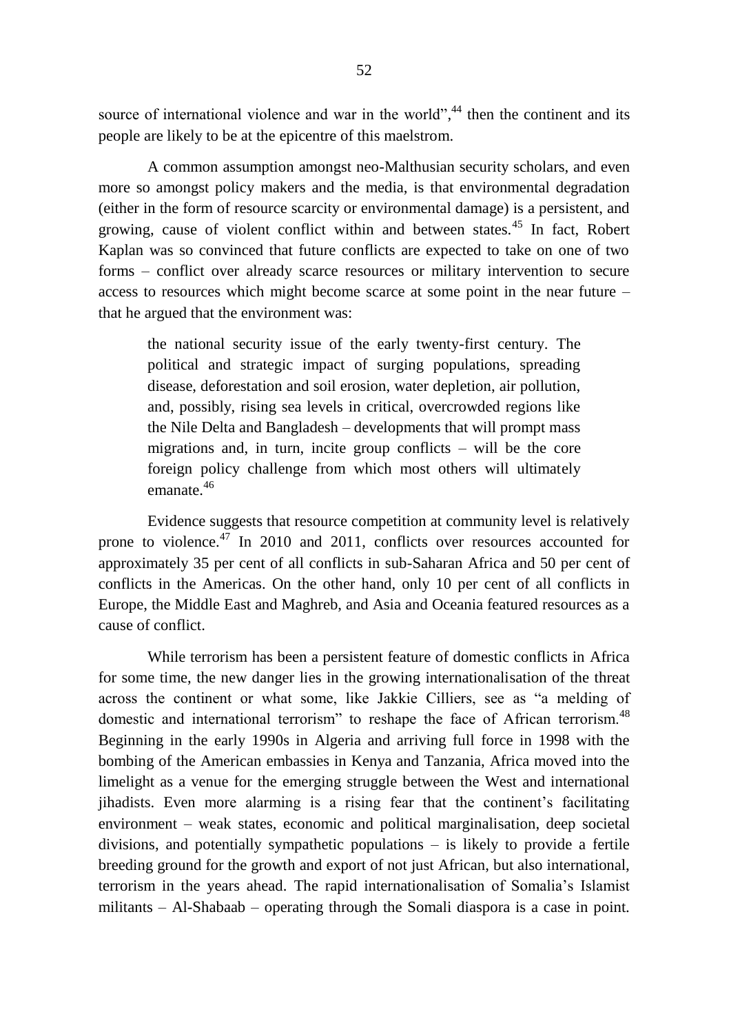source of international violence and war in the world",[44] then the continent and its people are likely to be at the epicentre of this maelstrom.

A common assumption amongst neo-Malthusian security scholars, and even more so amongst policy makers and the media, is that environmental degradation (either in the form of resource scarcity or environmental damage) is a persistent, and growing, cause of violent conflict within and between states.[45] In fact, Robert Kaplan was so convinced that future conflicts are expected to take on one of two forms – conflict over already scarce resources or military intervention to secure access to resources which might become scarce at some point in the near future – that he argued that the environment was:

> the national security issue of the early twenty-first century. The political and strategic impact of surging populations, spreading disease, deforestation and soil erosion, water depletion, air pollution, and, possibly, rising sea levels in critical, overcrowded regions like the Nile Delta and Bangladesh – developments that will prompt mass migrations and, in turn, incite group conflicts – will be the core foreign policy challenge from which most others will ultimately emanate.[46]

Evidence suggests that resource competition at community level is relatively prone to violence.[47] In 2010 and 2011, conflicts over resources accounted for approximately 35 per cent of all conflicts in sub-Saharan Africa and 50 per cent of conflicts in the Americas. On the other hand, only 10 per cent of all conflicts in Europe, the Middle East and Maghreb, and Asia and Oceania featured resources as a cause of conflict.

While terrorism has been a persistent feature of domestic conflicts in Africa for some time, the new danger lies in the growing internationalisation of the threat across the continent or what some, like Jakkie Cilliers, see as "a melding of domestic and international terrorism" to reshape the face of African terrorism.[48] Beginning in the early 1990s in Algeria and arriving full force in 1998 with the bombing of the American embassies in Kenya and Tanzania, Africa moved into the limelight as a venue for the emerging struggle between the West and international jihadists. Even more alarming is a rising fear that the continent's facilitating environment – weak states, economic and political marginalisation, deep societal divisions, and potentially sympathetic populations – is likely to provide a fertile breeding ground for the growth and export of not just African, but also international, terrorism in the years ahead. The rapid internationalisation of Somalia's Islamist militants – Al-Shabaab – operating through the Somali diaspora is a case in point.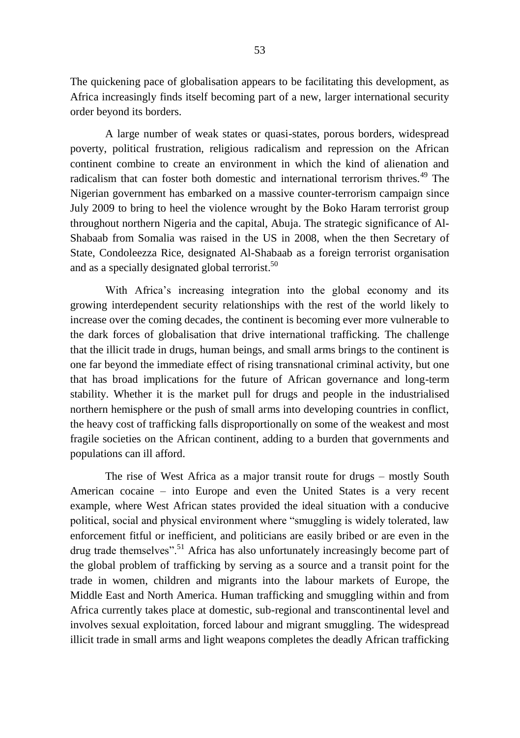The quickening pace of globalisation appears to be facilitating this development, as Africa increasingly finds itself becoming part of a new, larger international security order beyond its borders.

A large number of weak states or quasi-states, porous borders, widespread poverty, political frustration, religious radicalism and repression on the African continent combine to create an environment in which the kind of alienation and radicalism that can foster both domestic and international terrorism thrives.[49] The Nigerian government has embarked on a massive counter-terrorism campaign since July 2009 to bring to heel the violence wrought by the Boko Haram terrorist group throughout northern Nigeria and the capital, Abuja. The strategic significance of Al-Shabaab from Somalia was raised in the US in 2008, when the then Secretary of State, Condoleezza Rice, designated Al-Shabaab as a foreign terrorist organisation and as a specially designated global terrorist.[50]

With Africa's increasing integration into the global economy and its growing interdependent security relationships with the rest of the world likely to increase over the coming decades, the continent is becoming ever more vulnerable to the dark forces of globalisation that drive international trafficking. The challenge that the illicit trade in drugs, human beings, and small arms brings to the continent is one far beyond the immediate effect of rising transnational criminal activity, but one that has broad implications for the future of African governance and long-term stability. Whether it is the market pull for drugs and people in the industrialised northern hemisphere or the push of small arms into developing countries in conflict, the heavy cost of trafficking falls disproportionally on some of the weakest and most fragile societies on the African continent, adding to a burden that governments and populations can ill afford.

The rise of West Africa as a major transit route for drugs – mostly South American cocaine – into Europe and even the United States is a very recent example, where West African states provided the ideal situation with a conducive political, social and physical environment where "smuggling is widely tolerated, law enforcement fitful or inefficient, and politicians are easily bribed or are even in the drug trade themselves".[51] Africa has also unfortunately increasingly become part of the global problem of trafficking by serving as a source and a transit point for the trade in women, children and migrants into the labour markets of Europe, the Middle East and North America. Human trafficking and smuggling within and from Africa currently takes place at domestic, sub-regional and transcontinental level and involves sexual exploitation, forced labour and migrant smuggling. The widespread illicit trade in small arms and light weapons completes the deadly African trafficking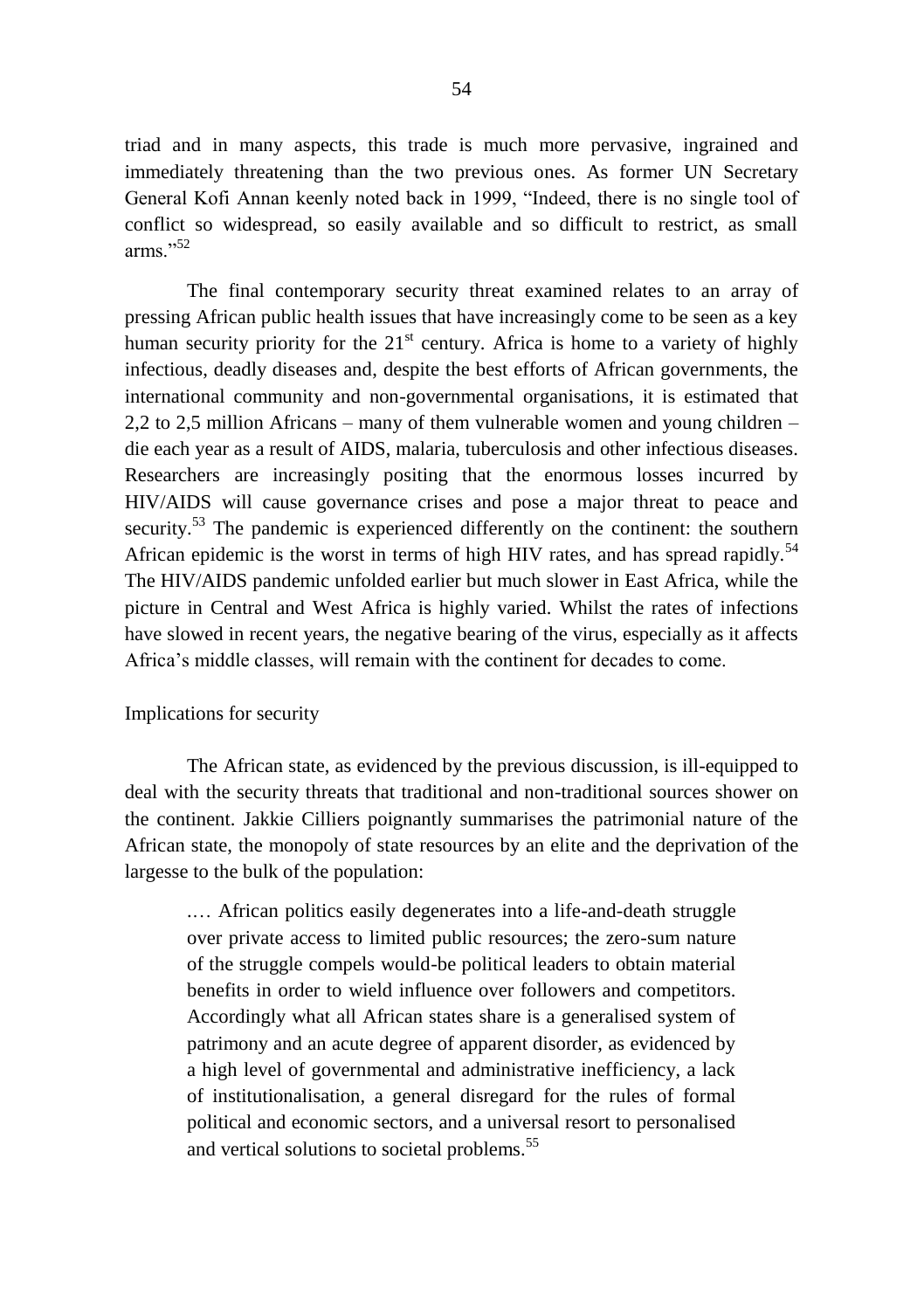triad and in many aspects, this trade is much more pervasive, ingrained and immediately threatening than the two previous ones. As former UN Secretary General Kofi Annan keenly noted back in 1999, "Indeed, there is no single tool of conflict so widespread, so easily available and so difficult to restrict, as small arms."[52]

The final contemporary security threat examined relates to an array of pressing African public health issues that have increasingly come to be seen as a key human security priority for the 21st century. Africa is home to a variety of highly infectious, deadly diseases and, despite the best efforts of African governments, the international community and non-governmental organisations, it is estimated that 2,2 to 2,5 million Africans – many of them vulnerable women and young children – die each year as a result of AIDS, malaria, tuberculosis and other infectious diseases. Researchers are increasingly positing that the enormous losses incurred by HIV/AIDS will cause governance crises and pose a major threat to peace and security.[53] The pandemic is experienced differently on the continent: the southern African epidemic is the worst in terms of high HIV rates, and has spread rapidly.[54] The HIV/AIDS pandemic unfolded earlier but much slower in East Africa, while the picture in Central and West Africa is highly varied. Whilst the rates of infections have slowed in recent years, the negative bearing of the virus, especially as it affects Africa's middle classes, will remain with the continent for decades to come.

## Implications for security

The African state, as evidenced by the previous discussion, is ill-equipped to deal with the security threats that traditional and non-traditional sources shower on the continent. Jakkie Cilliers poignantly summarises the patrimonial nature of the African state, the monopoly of state resources by an elite and the deprivation of the largesse to the bulk of the population:

> .… African politics easily degenerates into a life-and-death struggle over private access to limited public resources; the zero-sum nature of the struggle compels would-be political leaders to obtain material benefits in order to wield influence over followers and competitors. Accordingly what all African states share is a generalised system of patrimony and an acute degree of apparent disorder, as evidenced by a high level of governmental and administrative inefficiency, a lack of institutionalisation, a general disregard for the rules of formal political and economic sectors, and a universal resort to personalised and vertical solutions to societal problems.[55]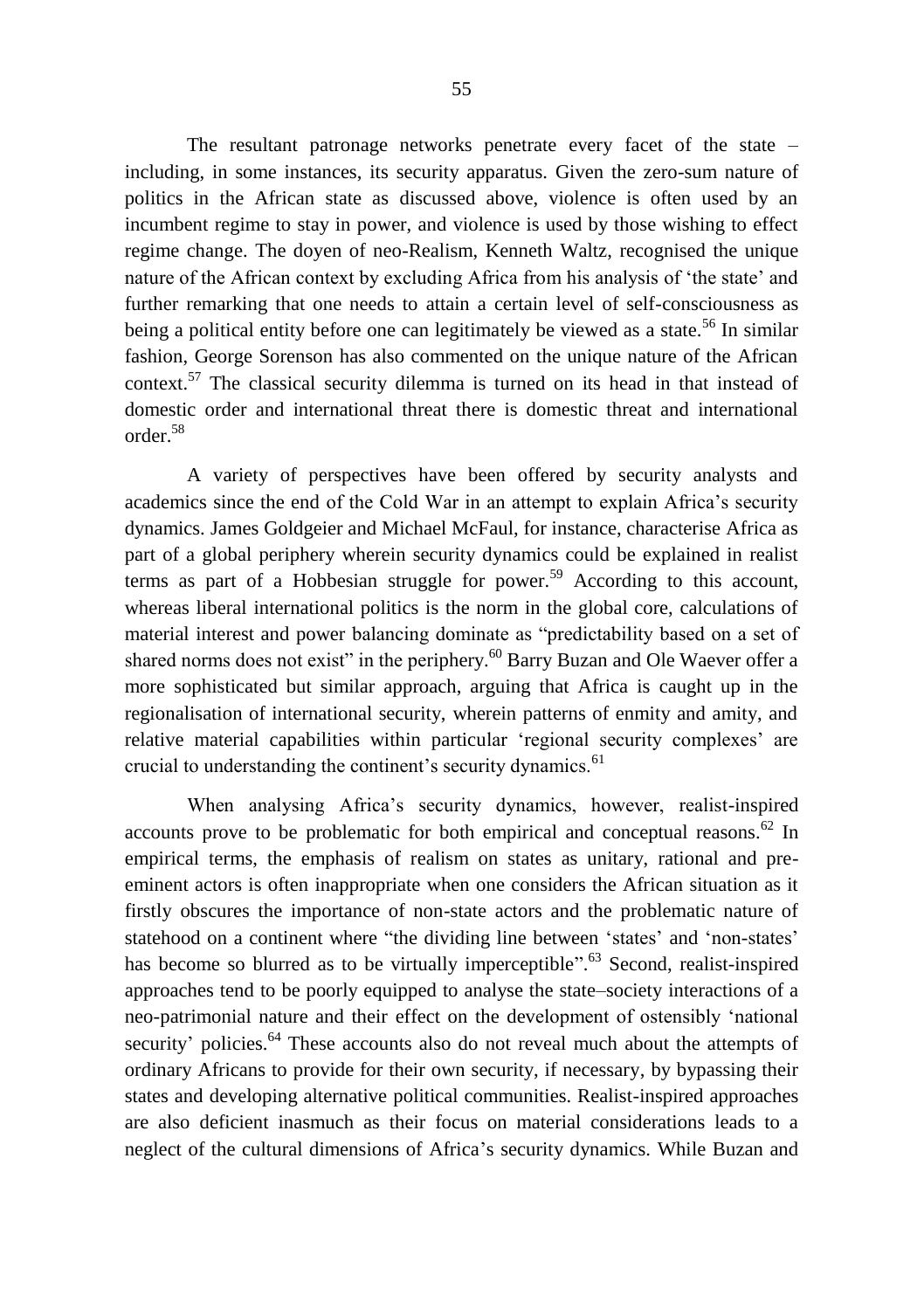The resultant patronage networks penetrate every facet of the state – including, in some instances, its security apparatus. Given the zero-sum nature of politics in the African state as discussed above, violence is often used by an incumbent regime to stay in power, and violence is used by those wishing to effect regime change. The doyen of neo-Realism, Kenneth Waltz, recognised the unique nature of the African context by excluding Africa from his analysis of 'the state' and further remarking that one needs to attain a certain level of self-consciousness as being a political entity before one can legitimately be viewed as a state.[56] In similar fashion, George Sorenson has also commented on the unique nature of the African context.[57] The classical security dilemma is turned on its head in that instead of domestic order and international threat there is domestic threat and international order.[58]

A variety of perspectives have been offered by security analysts and academics since the end of the Cold War in an attempt to explain Africa's security dynamics. James Goldgeier and Michael McFaul, for instance, characterise Africa as part of a global periphery wherein security dynamics could be explained in realist terms as part of a Hobbesian struggle for power.[59] According to this account, whereas liberal international politics is the norm in the global core, calculations of material interest and power balancing dominate as "predictability based on a set of shared norms does not exist" in the periphery.[60] Barry Buzan and Ole Waever offer a more sophisticated but similar approach, arguing that Africa is caught up in the regionalisation of international security, wherein patterns of enmity and amity, and relative material capabilities within particular 'regional security complexes' are crucial to understanding the continent's security dynamics.[61]

When analysing Africa's security dynamics, however, realist-inspired accounts prove to be problematic for both empirical and conceptual reasons.[62] In empirical terms, the emphasis of realism on states as unitary, rational and pre-eminent actors is often inappropriate when one considers the African situation as it firstly obscures the importance of non-state actors and the problematic nature of statehood on a continent where "the dividing line between 'states' and 'non-states' has become so blurred as to be virtually imperceptible".[63] Second, realist-inspired approaches tend to be poorly equipped to analyse the state–society interactions of a neo-patrimonial nature and their effect on the development of ostensibly 'national security' policies.[64] These accounts also do not reveal much about the attempts of ordinary Africans to provide for their own security, if necessary, by bypassing their states and developing alternative political communities. Realist-inspired approaches are also deficient inasmuch as their focus on material considerations leads to a neglect of the cultural dimensions of Africa's security dynamics. While Buzan and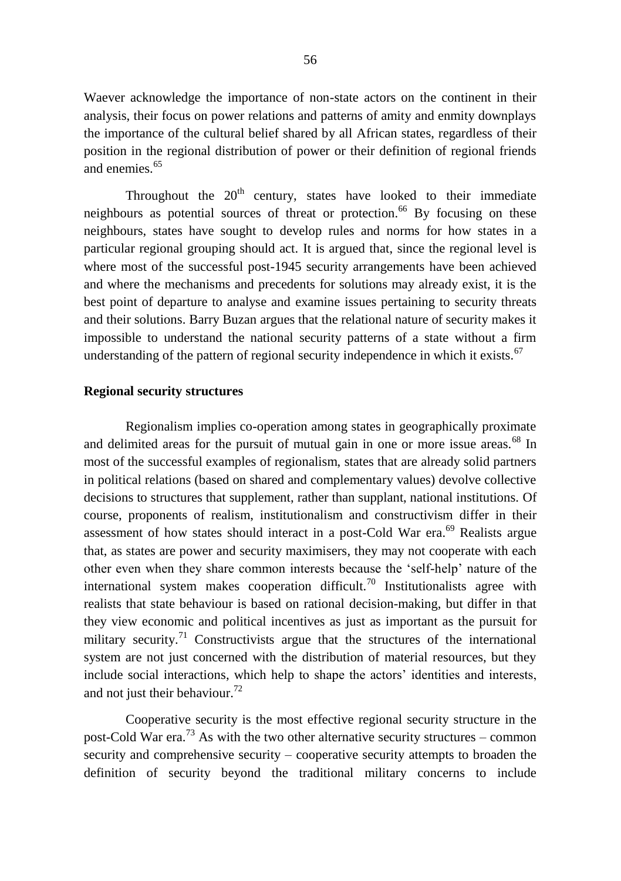Waever acknowledge the importance of non-state actors on the continent in their analysis, their focus on power relations and patterns of amity and enmity downplays the importance of the cultural belief shared by all African states, regardless of their position in the regional distribution of power or their definition of regional friends and enemies.[65]

Throughout the 20th century, states have looked to their immediate neighbours as potential sources of threat or protection.[66] By focusing on these neighbours, states have sought to develop rules and norms for how states in a particular regional grouping should act. It is argued that, since the regional level is where most of the successful post-1945 security arrangements have been achieved and where the mechanisms and precedents for solutions may already exist, it is the best point of departure to analyse and examine issues pertaining to security threats and their solutions. Barry Buzan argues that the relational nature of security makes it impossible to understand the national security patterns of a state without a firm understanding of the pattern of regional security independence in which it exists.[67]

**Regional security structures**

Regionalism implies co-operation among states in geographically proximate and delimited areas for the pursuit of mutual gain in one or more issue areas.[68] In most of the successful examples of regionalism, states that are already solid partners in political relations (based on shared and complementary values) devolve collective decisions to structures that supplement, rather than supplant, national institutions. Of course, proponents of realism, institutionalism and constructivism differ in their assessment of how states should interact in a post-Cold War era.[69] Realists argue that, as states are power and security maximisers, they may not cooperate with each other even when they share common interests because the 'self-help' nature of the international system makes cooperation difficult.[70] Institutionalists agree with realists that state behaviour is based on rational decision-making, but differ in that they view economic and political incentives as just as important as the pursuit for military security.[71] Constructivists argue that the structures of the international system are not just concerned with the distribution of material resources, but they include social interactions, which help to shape the actors' identities and interests, and not just their behaviour.[72]

Cooperative security is the most effective regional security structure in the post-Cold War era.[73] As with the two other alternative security structures – common security and comprehensive security – cooperative security attempts to broaden the definition of security beyond the traditional military concerns to include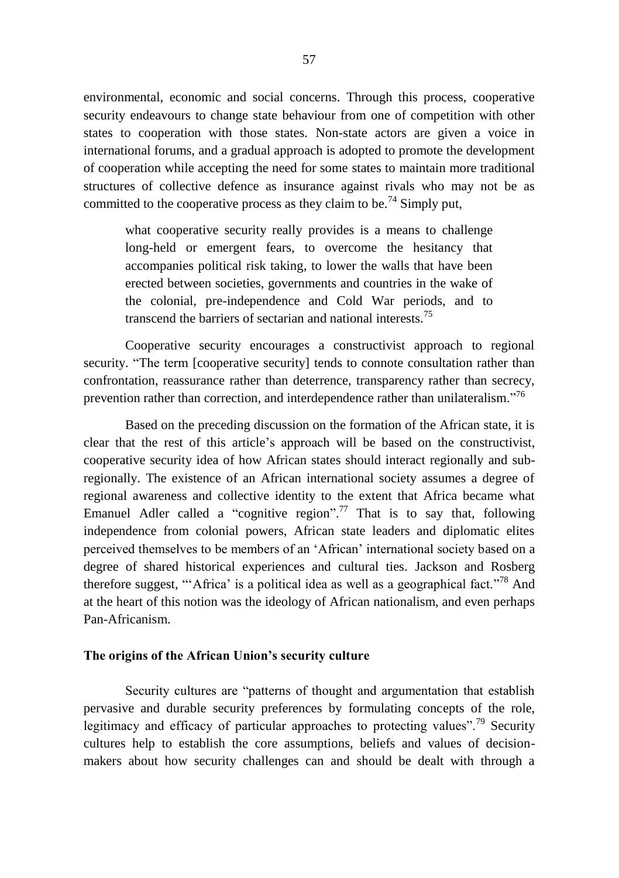environmental, economic and social concerns. Through this process, cooperative security endeavours to change state behaviour from one of competition with other states to cooperation with those states. Non-state actors are given a voice in international forums, and a gradual approach is adopted to promote the development of cooperation while accepting the need for some states to maintain more traditional structures of collective defence as insurance against rivals who may not be as committed to the cooperative process as they claim to be.[74] Simply put,

> what cooperative security really provides is a means to challenge long-held or emergent fears, to overcome the hesitancy that accompanies political risk taking, to lower the walls that have been erected between societies, governments and countries in the wake of the colonial, pre-independence and Cold War periods, and to transcend the barriers of sectarian and national interests.[75]

Cooperative security encourages a constructivist approach to regional security. "The term [cooperative security] tends to connote consultation rather than confrontation, reassurance rather than deterrence, transparency rather than secrecy, prevention rather than correction, and interdependence rather than unilateralism."[76]

Based on the preceding discussion on the formation of the African state, it is clear that the rest of this article's approach will be based on the constructivist, cooperative security idea of how African states should interact regionally and sub-regionally. The existence of an African international society assumes a degree of regional awareness and collective identity to the extent that Africa became what Emanuel Adler called a "cognitive region".[77] That is to say that, following independence from colonial powers, African state leaders and diplomatic elites perceived themselves to be members of an 'African' international society based on a degree of shared historical experiences and cultural ties. Jackson and Rosberg therefore suggest, "'Africa' is a political idea as well as a geographical fact."[78] And at the heart of this notion was the ideology of African nationalism, and even perhaps Pan-Africanism.

## The origins of the African Union's security culture

Security cultures are "patterns of thought and argumentation that establish pervasive and durable security preferences by formulating concepts of the role, legitimacy and efficacy of particular approaches to protecting values".[79] Security cultures help to establish the core assumptions, beliefs and values of decision-makers about how security challenges can and should be dealt with through a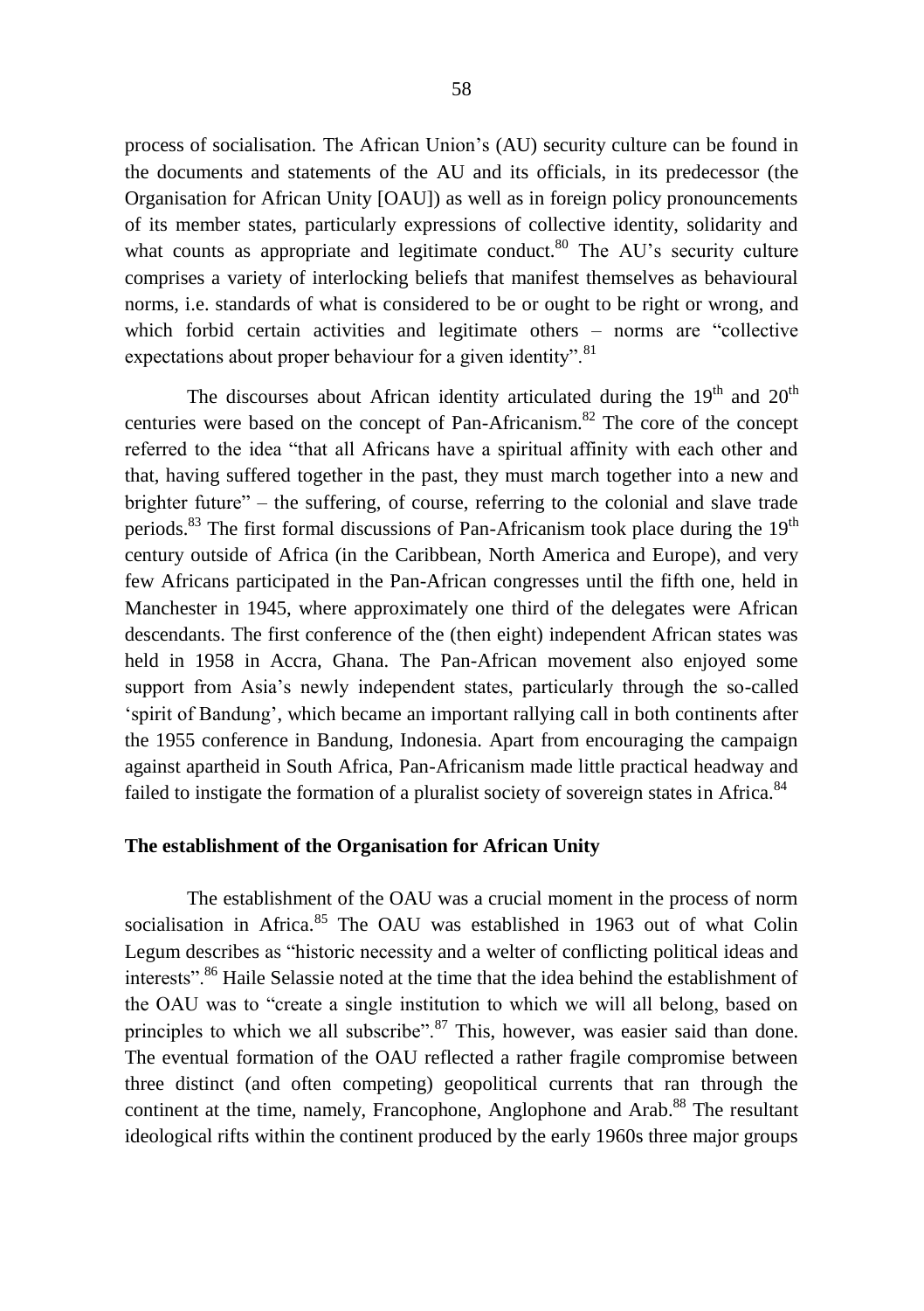process of socialisation. The African Union's (AU) security culture can be found in the documents and statements of the AU and its officials, in its predecessor (the Organisation for African Unity [OAU]) as well as in foreign policy pronouncements of its member states, particularly expressions of collective identity, solidarity and what counts as appropriate and legitimate conduct.[80] The AU's security culture comprises a variety of interlocking beliefs that manifest themselves as behavioural norms, i.e. standards of what is considered to be or ought to be right or wrong, and which forbid certain activities and legitimate others – norms are "collective expectations about proper behaviour for a given identity".[81]

The discourses about African identity articulated during the 19th and 20th centuries were based on the concept of Pan-Africanism.[82] The core of the concept referred to the idea "that all Africans have a spiritual affinity with each other and that, having suffered together in the past, they must march together into a new and brighter future" – the suffering, of course, referring to the colonial and slave trade periods.[83] The first formal discussions of Pan-Africanism took place during the 19th century outside of Africa (in the Caribbean, North America and Europe), and very few Africans participated in the Pan-African congresses until the fifth one, held in Manchester in 1945, where approximately one third of the delegates were African descendants. The first conference of the (then eight) independent African states was held in 1958 in Accra, Ghana. The Pan-African movement also enjoyed some support from Asia's newly independent states, particularly through the so-called 'spirit of Bandung', which became an important rallying call in both continents after the 1955 conference in Bandung, Indonesia. Apart from encouraging the campaign against apartheid in South Africa, Pan-Africanism made little practical headway and failed to instigate the formation of a pluralist society of sovereign states in Africa.[84]

## The establishment of the Organisation for African Unity

The establishment of the OAU was a crucial moment in the process of norm socialisation in Africa.[85] The OAU was established in 1963 out of what Colin Legum describes as "historic necessity and a welter of conflicting political ideas and interests".[86] Haile Selassie noted at the time that the idea behind the establishment of the OAU was to "create a single institution to which we will all belong, based on principles to which we all subscribe".[87] This, however, was easier said than done. The eventual formation of the OAU reflected a rather fragile compromise between three distinct (and often competing) geopolitical currents that ran through the continent at the time, namely, Francophone, Anglophone and Arab.[88] The resultant ideological rifts within the continent produced by the early 1960s three major groups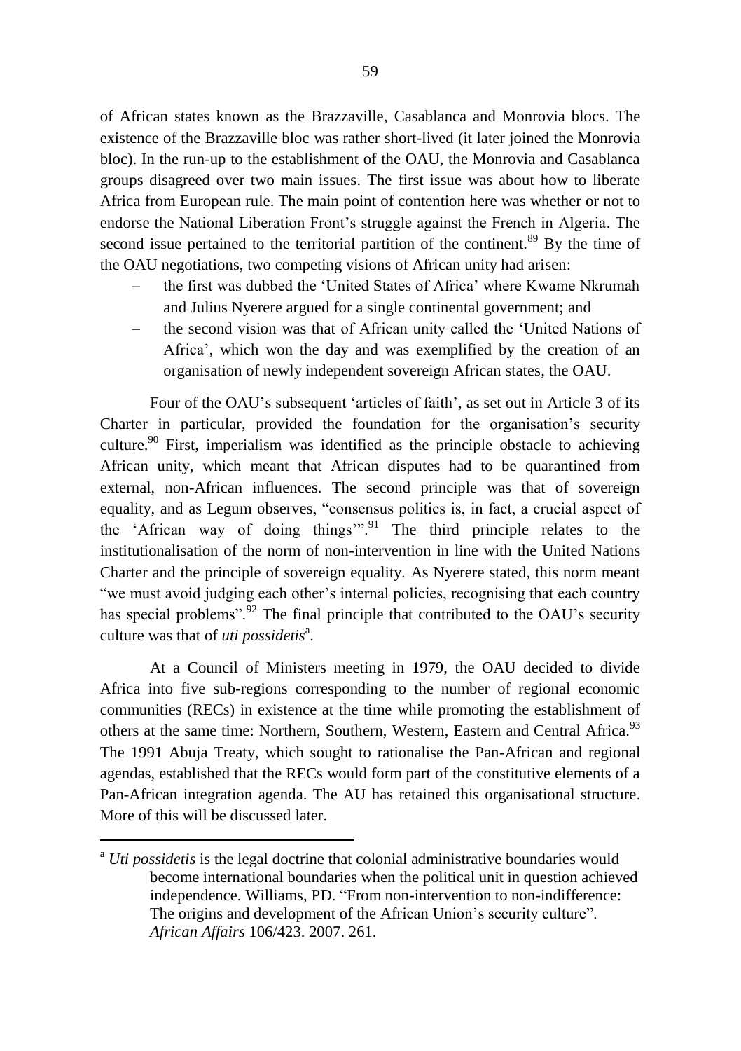of African states known as the Brazzaville, Casablanca and Monrovia blocs. The existence of the Brazzaville bloc was rather short-lived (it later joined the Monrovia bloc). In the run-up to the establishment of the OAU, the Monrovia and Casablanca groups disagreed over two main issues. The first issue was about how to liberate Africa from European rule. The main point of contention here was whether or not to endorse the National Liberation Front's struggle against the French in Algeria. The second issue pertained to the territorial partition of the continent.[89] By the time of the OAU negotiations, two competing visions of African unity had arisen:

- the first was dubbed the 'United States of Africa' where Kwame Nkrumah and Julius Nyerere argued for a single continental government; and
- the second vision was that of African unity called the 'United Nations of Africa', which won the day and was exemplified by the creation of an organisation of newly independent sovereign African states, the OAU.

Four of the OAU's subsequent 'articles of faith', as set out in Article 3 of its Charter in particular, provided the foundation for the organisation's security culture.[90] First, imperialism was identified as the principle obstacle to achieving African unity, which meant that African disputes had to be quarantined from external, non-African influences. The second principle was that of sovereign equality, and as Legum observes, "consensus politics is, in fact, a crucial aspect of the 'African way of doing things'".[91] The third principle relates to the institutionalisation of the norm of non-intervention in line with the United Nations Charter and the principle of sovereign equality. As Nyerere stated, this norm meant "we must avoid judging each other's internal policies, recognising that each country has special problems".[92] The final principle that contributed to the OAU's security culture was that of *uti possidetis*[a].

At a Council of Ministers meeting in 1979, the OAU decided to divide Africa into five sub-regions corresponding to the number of regional economic communities (RECs) in existence at the time while promoting the establishment of others at the same time: Northern, Southern, Western, Eastern and Central Africa.[93] The 1991 Abuja Treaty, which sought to rationalise the Pan-African and regional agendas, established that the RECs would form part of the constitutive elements of a Pan-African integration agenda. The AU has retained this organisational structure. More of this will be discussed later.

---

[a] *Uti possidetis* is the legal doctrine that colonial administrative boundaries would become international boundaries when the political unit in question achieved independence. Williams, PD. "From non-intervention to non-indifference: The origins and development of the African Union's security culture". *African Affairs* 106/423. 2007. 261.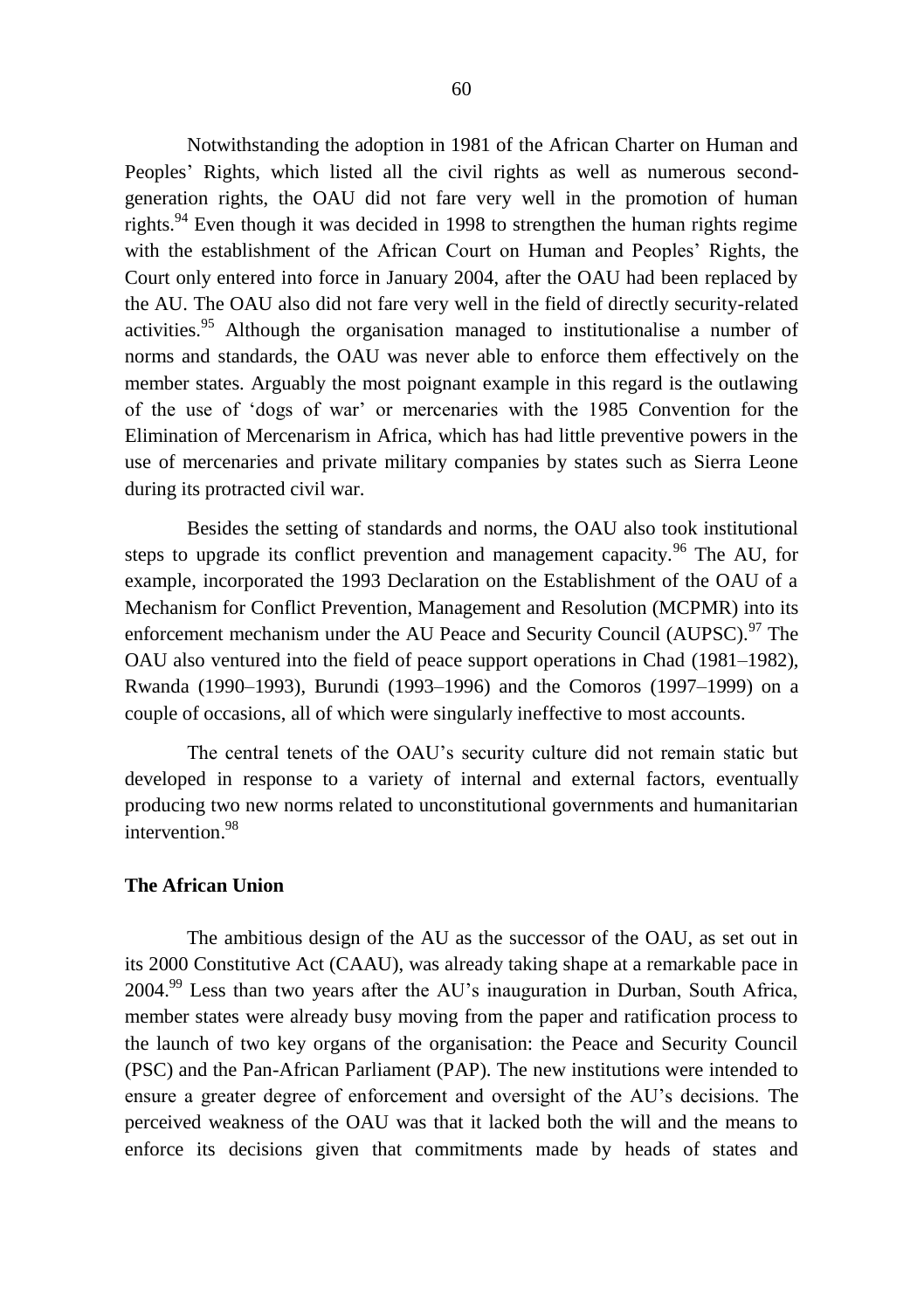Notwithstanding the adoption in 1981 of the African Charter on Human and Peoples' Rights, which listed all the civil rights as well as numerous second-generation rights, the OAU did not fare very well in the promotion of human rights.[94] Even though it was decided in 1998 to strengthen the human rights regime with the establishment of the African Court on Human and Peoples' Rights, the Court only entered into force in January 2004, after the OAU had been replaced by the AU. The OAU also did not fare very well in the field of directly security-related activities.[95] Although the organisation managed to institutionalise a number of norms and standards, the OAU was never able to enforce them effectively on the member states. Arguably the most poignant example in this regard is the outlawing of the use of 'dogs of war' or mercenaries with the 1985 Convention for the Elimination of Mercenarism in Africa, which has had little preventive powers in the use of mercenaries and private military companies by states such as Sierra Leone during its protracted civil war.

Besides the setting of standards and norms, the OAU also took institutional steps to upgrade its conflict prevention and management capacity.[96] The AU, for example, incorporated the 1993 Declaration on the Establishment of the OAU of a Mechanism for Conflict Prevention, Management and Resolution (MCPMR) into its enforcement mechanism under the AU Peace and Security Council (AUPSC).[97] The OAU also ventured into the field of peace support operations in Chad (1981–1982), Rwanda (1990–1993), Burundi (1993–1996) and the Comoros (1997–1999) on a couple of occasions, all of which were singularly ineffective to most accounts.

The central tenets of the OAU's security culture did not remain static but developed in response to a variety of internal and external factors, eventually producing two new norms related to unconstitutional governments and humanitarian intervention.[98]

## The African Union

The ambitious design of the AU as the successor of the OAU, as set out in its 2000 Constitutive Act (CAAU), was already taking shape at a remarkable pace in 2004.[99] Less than two years after the AU's inauguration in Durban, South Africa, member states were already busy moving from the paper and ratification process to the launch of two key organs of the organisation: the Peace and Security Council (PSC) and the Pan-African Parliament (PAP). The new institutions were intended to ensure a greater degree of enforcement and oversight of the AU's decisions. The perceived weakness of the OAU was that it lacked both the will and the means to enforce its decisions given that commitments made by heads of states and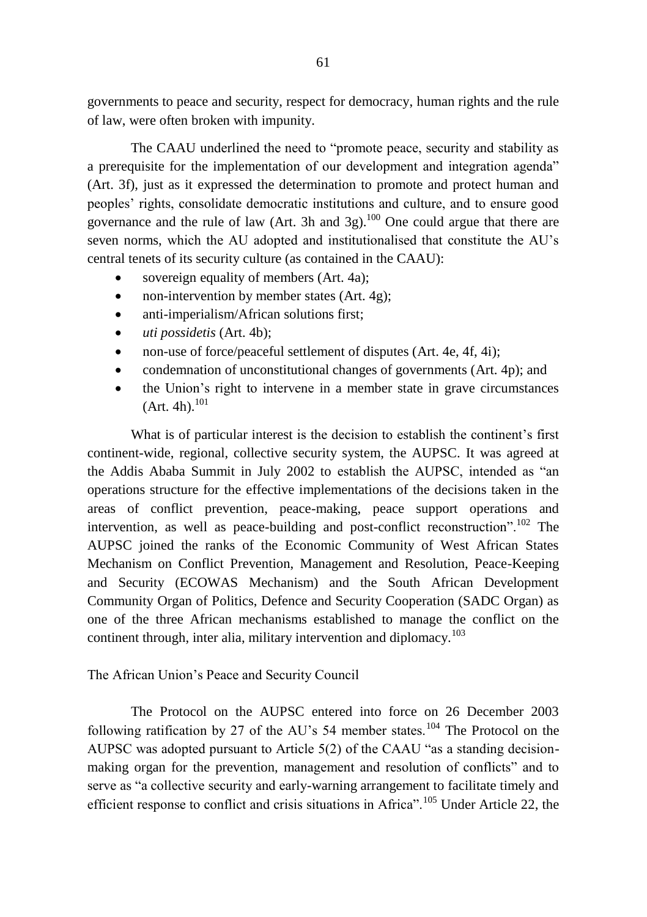governments to peace and security, respect for democracy, human rights and the rule of law, were often broken with impunity.

The CAAU underlined the need to "promote peace, security and stability as a prerequisite for the implementation of our development and integration agenda" (Art. 3f), just as it expressed the determination to promote and protect human and peoples' rights, consolidate democratic institutions and culture, and to ensure good governance and the rule of law (Art. 3h and 3g).[100] One could argue that there are seven norms, which the AU adopted and institutionalised that constitute the AU's central tenets of its security culture (as contained in the CAAU):

- sovereign equality of members (Art. 4a);
- non-intervention by member states (Art. 4g);
- anti-imperialism/African solutions first;
- *uti possidetis* (Art. 4b);
- non-use of force/peaceful settlement of disputes (Art. 4e, 4f, 4i);
- condemnation of unconstitutional changes of governments (Art. 4p); and
- the Union's right to intervene in a member state in grave circumstances (Art. 4h).[101]

What is of particular interest is the decision to establish the continent's first continent-wide, regional, collective security system, the AUPSC. It was agreed at the Addis Ababa Summit in July 2002 to establish the AUPSC, intended as "an operations structure for the effective implementations of the decisions taken in the areas of conflict prevention, peace-making, peace support operations and intervention, as well as peace-building and post-conflict reconstruction".[102] The AUPSC joined the ranks of the Economic Community of West African States Mechanism on Conflict Prevention, Management and Resolution, Peace-Keeping and Security (ECOWAS Mechanism) and the South African Development Community Organ of Politics, Defence and Security Cooperation (SADC Organ) as one of the three African mechanisms established to manage the conflict on the continent through, inter alia, military intervention and diplomacy.[103]

## The African Union's Peace and Security Council

The Protocol on the AUPSC entered into force on 26 December 2003 following ratification by 27 of the AU's 54 member states.[104] The Protocol on the AUPSC was adopted pursuant to Article 5(2) of the CAAU "as a standing decision-making organ for the prevention, management and resolution of conflicts" and to serve as "a collective security and early-warning arrangement to facilitate timely and efficient response to conflict and crisis situations in Africa".[105] Under Article 22, the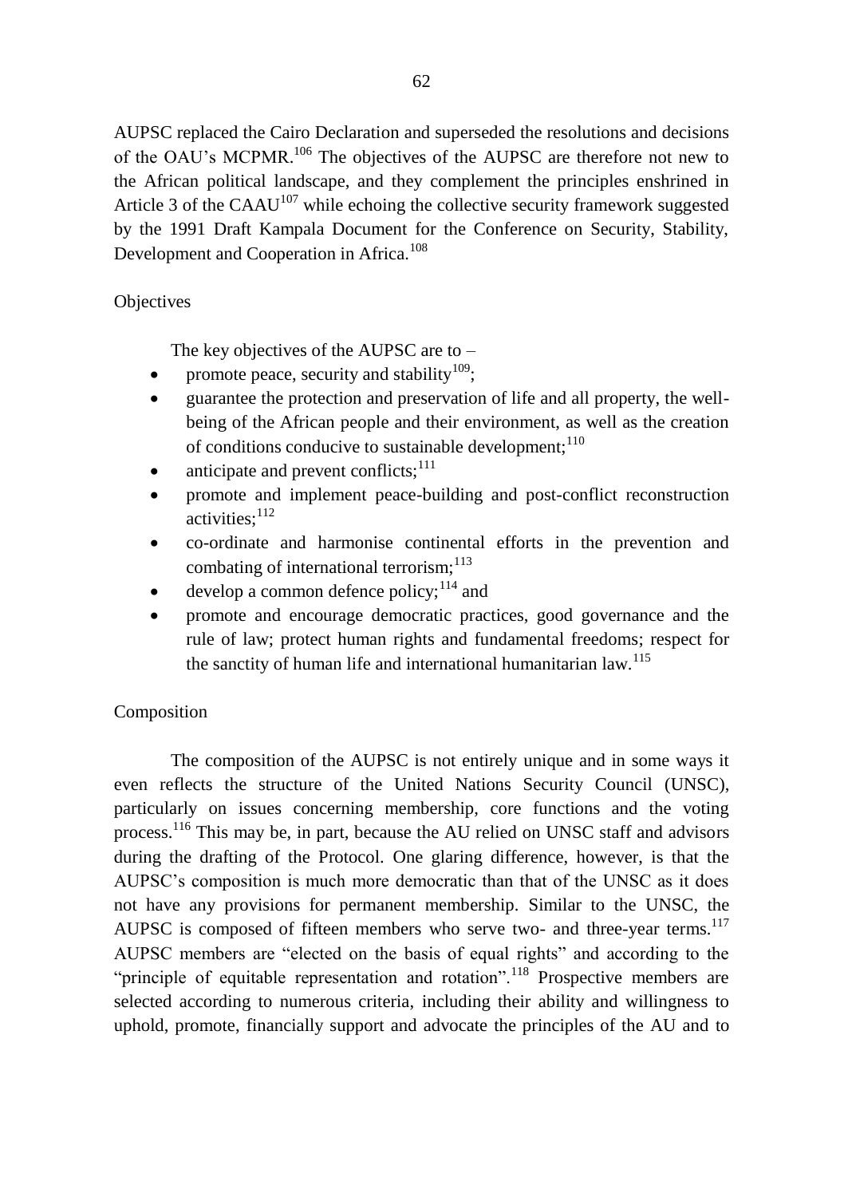AUPSC replaced the Cairo Declaration and superseded the resolutions and decisions of the OAU's MCPMR.[106] The objectives of the AUPSC are therefore not new to the African political landscape, and they complement the principles enshrined in Article 3 of the CAAU[107] while echoing the collective security framework suggested by the 1991 Draft Kampala Document for the Conference on Security, Stability, Development and Cooperation in Africa.[108]

Objectives

The key objectives of the AUPSC are to –

- promote peace, security and stability[109];
- guarantee the protection and preservation of life and all property, the well-being of the African people and their environment, as well as the creation of conditions conducive to sustainable development;[110]
- anticipate and prevent conflicts;[111]
- promote and implement peace-building and post-conflict reconstruction activities;[112]
- co-ordinate and harmonise continental efforts in the prevention and combating of international terrorism;[113]
- develop a common defence policy;[114] and
- promote and encourage democratic practices, good governance and the rule of law; protect human rights and fundamental freedoms; respect for the sanctity of human life and international humanitarian law.[115]

Composition

The composition of the AUPSC is not entirely unique and in some ways it even reflects the structure of the United Nations Security Council (UNSC), particularly on issues concerning membership, core functions and the voting process.[116] This may be, in part, because the AU relied on UNSC staff and advisors during the drafting of the Protocol. One glaring difference, however, is that the AUPSC's composition is much more democratic than that of the UNSC as it does not have any provisions for permanent membership. Similar to the UNSC, the AUPSC is composed of fifteen members who serve two- and three-year terms.[117] AUPSC members are "elected on the basis of equal rights" and according to the "principle of equitable representation and rotation".[118] Prospective members are selected according to numerous criteria, including their ability and willingness to uphold, promote, financially support and advocate the principles of the AU and to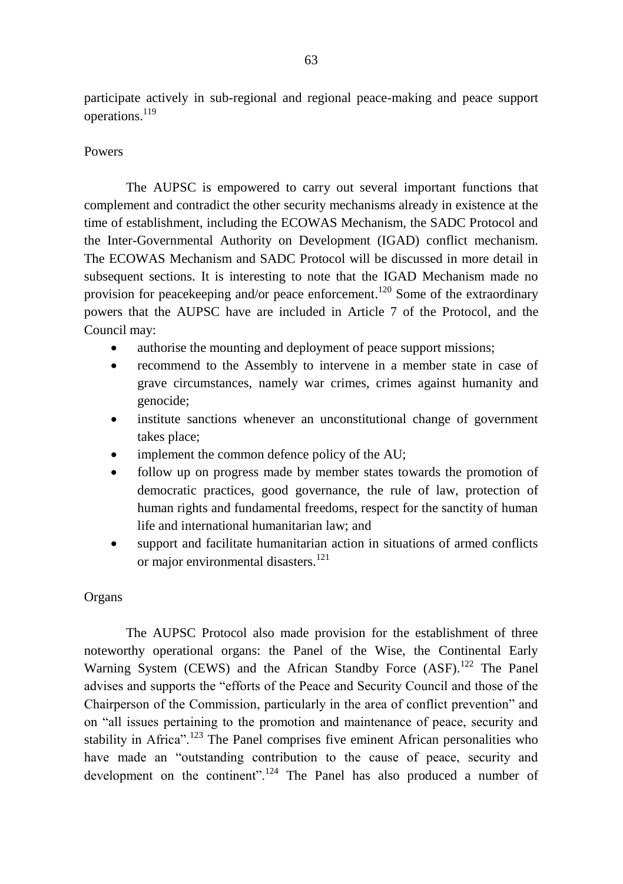participate actively in sub-regional and regional peace-making and peace support operations.[119]

Powers

The AUPSC is empowered to carry out several important functions that complement and contradict the other security mechanisms already in existence at the time of establishment, including the ECOWAS Mechanism, the SADC Protocol and the Inter-Governmental Authority on Development (IGAD) conflict mechanism. The ECOWAS Mechanism and SADC Protocol will be discussed in more detail in subsequent sections. It is interesting to note that the IGAD Mechanism made no provision for peacekeeping and/or peace enforcement.[120] Some of the extraordinary powers that the AUPSC have are included in Article 7 of the Protocol, and the Council may:

- authorise the mounting and deployment of peace support missions;
- recommend to the Assembly to intervene in a member state in case of grave circumstances, namely war crimes, crimes against humanity and genocide;
- institute sanctions whenever an unconstitutional change of government takes place;
- implement the common defence policy of the AU;
- follow up on progress made by member states towards the promotion of democratic practices, good governance, the rule of law, protection of human rights and fundamental freedoms, respect for the sanctity of human life and international humanitarian law; and
- support and facilitate humanitarian action in situations of armed conflicts or major environmental disasters.[121]

Organs

The AUPSC Protocol also made provision for the establishment of three noteworthy operational organs: the Panel of the Wise, the Continental Early Warning System (CEWS) and the African Standby Force (ASF).[122] The Panel advises and supports the "efforts of the Peace and Security Council and those of the Chairperson of the Commission, particularly in the area of conflict prevention" and on "all issues pertaining to the promotion and maintenance of peace, security and stability in Africa".[123] The Panel comprises five eminent African personalities who have made an "outstanding contribution to the cause of peace, security and development on the continent".[124] The Panel has also produced a number of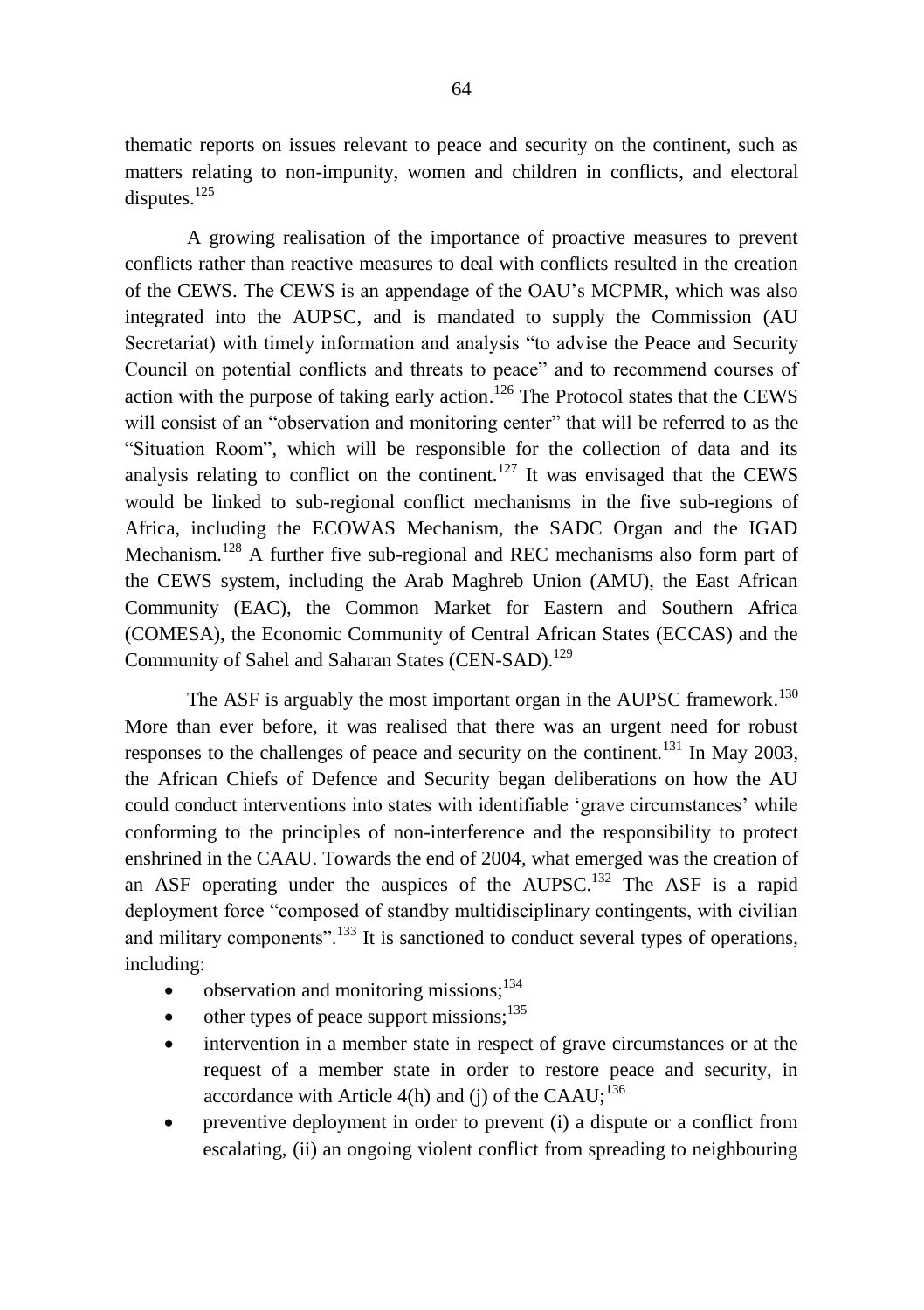thematic reports on issues relevant to peace and security on the continent, such as matters relating to non-impunity, women and children in conflicts, and electoral disputes.[125]

A growing realisation of the importance of proactive measures to prevent conflicts rather than reactive measures to deal with conflicts resulted in the creation of the CEWS. The CEWS is an appendage of the OAU's MCPMR, which was also integrated into the AUPSC, and is mandated to supply the Commission (AU Secretariat) with timely information and analysis "to advise the Peace and Security Council on potential conflicts and threats to peace" and to recommend courses of action with the purpose of taking early action.[126] The Protocol states that the CEWS will consist of an "observation and monitoring center" that will be referred to as the "Situation Room", which will be responsible for the collection of data and its analysis relating to conflict on the continent.[127] It was envisaged that the CEWS would be linked to sub-regional conflict mechanisms in the five sub-regions of Africa, including the ECOWAS Mechanism, the SADC Organ and the IGAD Mechanism.[128] A further five sub-regional and REC mechanisms also form part of the CEWS system, including the Arab Maghreb Union (AMU), the East African Community (EAC), the Common Market for Eastern and Southern Africa (COMESA), the Economic Community of Central African States (ECCAS) and the Community of Sahel and Saharan States (CEN-SAD).[129]

The ASF is arguably the most important organ in the AUPSC framework.[130] More than ever before, it was realised that there was an urgent need for robust responses to the challenges of peace and security on the continent.[131] In May 2003, the African Chiefs of Defence and Security began deliberations on how the AU could conduct interventions into states with identifiable 'grave circumstances' while conforming to the principles of non-interference and the responsibility to protect enshrined in the CAAU. Towards the end of 2004, what emerged was the creation of an ASF operating under the auspices of the AUPSC.[132] The ASF is a rapid deployment force "composed of standby multidisciplinary contingents, with civilian and military components".[133] It is sanctioned to conduct several types of operations, including:

- observation and monitoring missions;[134]
- other types of peace support missions;[135]
- intervention in a member state in respect of grave circumstances or at the request of a member state in order to restore peace and security, in accordance with Article 4(h) and (j) of the CAAU;[136]
- preventive deployment in order to prevent (i) a dispute or a conflict from escalating, (ii) an ongoing violent conflict from spreading to neighbouring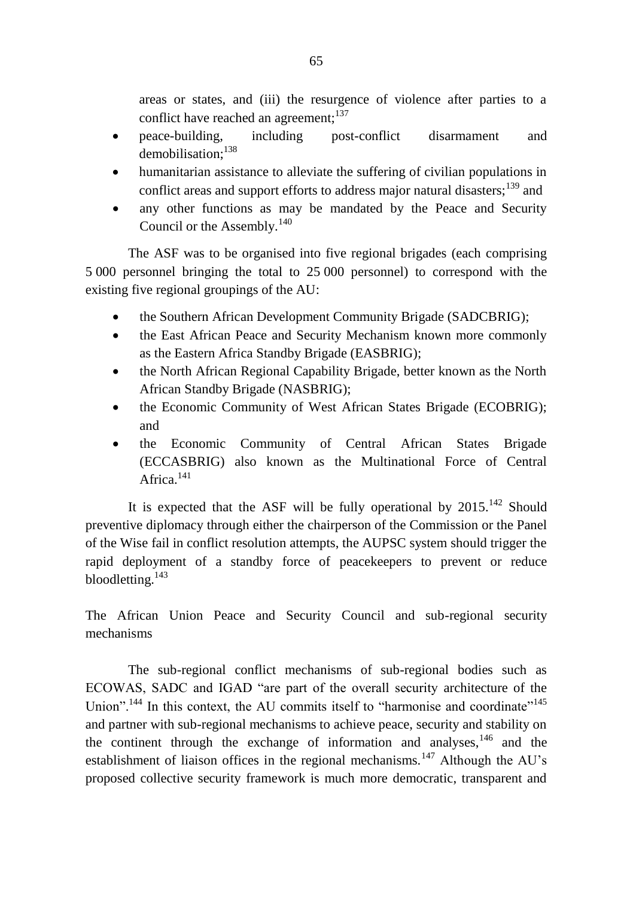areas or states, and (iii) the resurgence of violence after parties to a conflict have reached an agreement;[137]

- peace-building, including post-conflict disarmament and demobilisation;[138]
- humanitarian assistance to alleviate the suffering of civilian populations in conflict areas and support efforts to address major natural disasters;[139] and
- any other functions as may be mandated by the Peace and Security Council or the Assembly.[140]

The ASF was to be organised into five regional brigades (each comprising 5 000 personnel bringing the total to 25 000 personnel) to correspond with the existing five regional groupings of the AU:

- the Southern African Development Community Brigade (SADCBRIG);
- the East African Peace and Security Mechanism known more commonly as the Eastern Africa Standby Brigade (EASBRIG);
- the North African Regional Capability Brigade, better known as the North African Standby Brigade (NASBRIG);
- the Economic Community of West African States Brigade (ECOBRIG); and
- the Economic Community of Central African States Brigade (ECCASBRIG) also known as the Multinational Force of Central Africa.[141]

It is expected that the ASF will be fully operational by 2015.[142] Should preventive diplomacy through either the chairperson of the Commission or the Panel of the Wise fail in conflict resolution attempts, the AUPSC system should trigger the rapid deployment of a standby force of peacekeepers to prevent or reduce bloodletting.[143]

The African Union Peace and Security Council and sub-regional security mechanisms

The sub-regional conflict mechanisms of sub-regional bodies such as ECOWAS, SADC and IGAD "are part of the overall security architecture of the Union".[144] In this context, the AU commits itself to "harmonise and coordinate"[145] and partner with sub-regional mechanisms to achieve peace, security and stability on the continent through the exchange of information and analyses,[146] and the establishment of liaison offices in the regional mechanisms.[147] Although the AU's proposed collective security framework is much more democratic, transparent and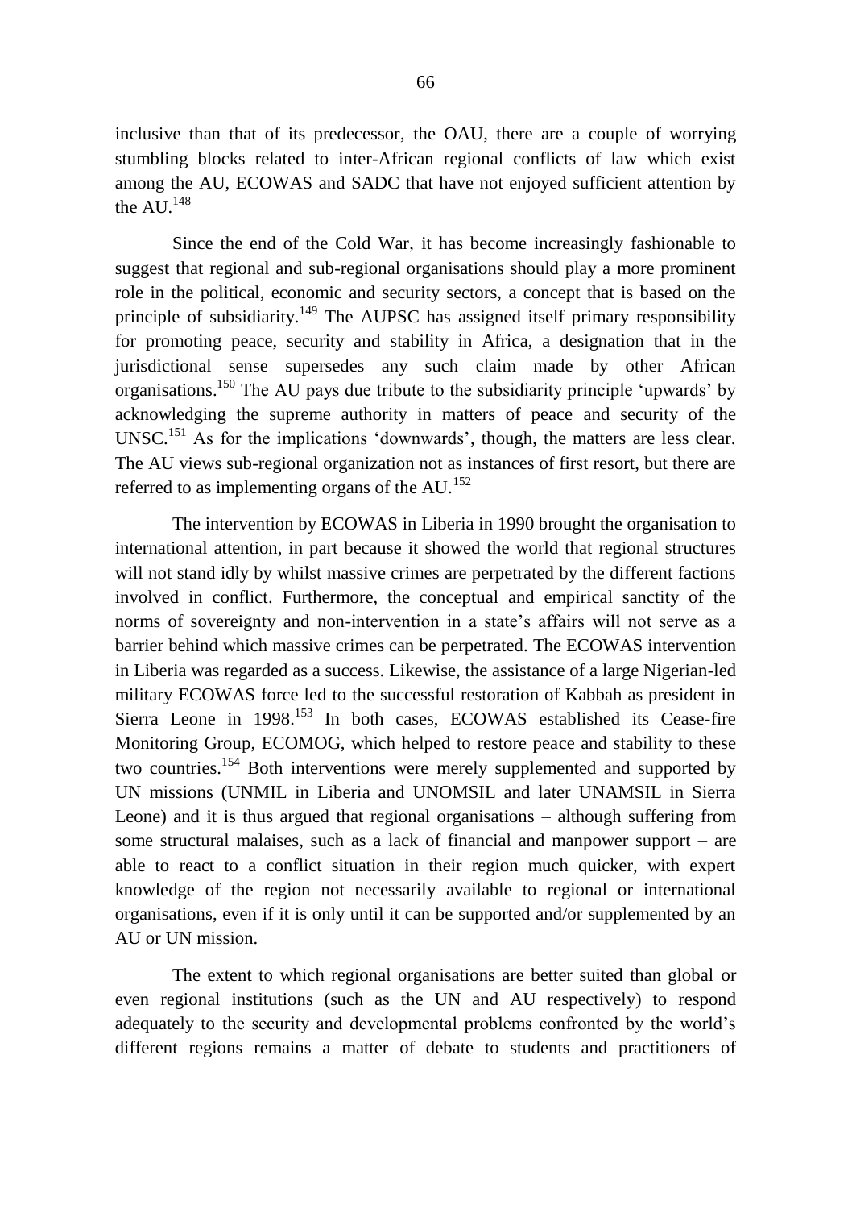inclusive than that of its predecessor, the OAU, there are a couple of worrying stumbling blocks related to inter-African regional conflicts of law which exist among the AU, ECOWAS and SADC that have not enjoyed sufficient attention by the AU.[148]

Since the end of the Cold War, it has become increasingly fashionable to suggest that regional and sub-regional organisations should play a more prominent role in the political, economic and security sectors, a concept that is based on the principle of subsidiarity.[149] The AUPSC has assigned itself primary responsibility for promoting peace, security and stability in Africa, a designation that in the jurisdictional sense supersedes any such claim made by other African organisations.[150] The AU pays due tribute to the subsidiarity principle 'upwards' by acknowledging the supreme authority in matters of peace and security of the UNSC.[151] As for the implications 'downwards', though, the matters are less clear. The AU views sub-regional organization not as instances of first resort, but there are referred to as implementing organs of the AU.[152]

The intervention by ECOWAS in Liberia in 1990 brought the organisation to international attention, in part because it showed the world that regional structures will not stand idly by whilst massive crimes are perpetrated by the different factions involved in conflict. Furthermore, the conceptual and empirical sanctity of the norms of sovereignty and non-intervention in a state's affairs will not serve as a barrier behind which massive crimes can be perpetrated. The ECOWAS intervention in Liberia was regarded as a success. Likewise, the assistance of a large Nigerian-led military ECOWAS force led to the successful restoration of Kabbah as president in Sierra Leone in 1998.[153] In both cases, ECOWAS established its Cease-fire Monitoring Group, ECOMOG, which helped to restore peace and stability to these two countries.[154] Both interventions were merely supplemented and supported by UN missions (UNMIL in Liberia and UNOMSIL and later UNAMSIL in Sierra Leone) and it is thus argued that regional organisations – although suffering from some structural malaises, such as a lack of financial and manpower support – are able to react to a conflict situation in their region much quicker, with expert knowledge of the region not necessarily available to regional or international organisations, even if it is only until it can be supported and/or supplemented by an AU or UN mission.

The extent to which regional organisations are better suited than global or even regional institutions (such as the UN and AU respectively) to respond adequately to the security and developmental problems confronted by the world's different regions remains a matter of debate to students and practitioners of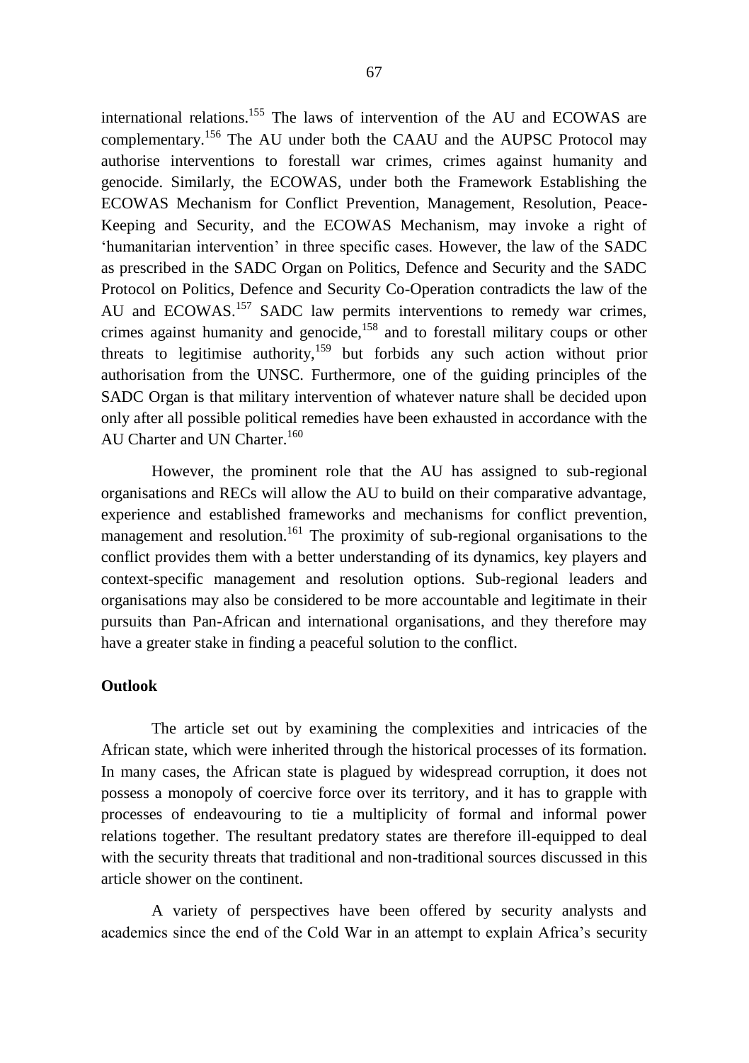international relations.[155] The laws of intervention of the AU and ECOWAS are complementary.[156] The AU under both the CAAU and the AUPSC Protocol may authorise interventions to forestall war crimes, crimes against humanity and genocide. Similarly, the ECOWAS, under both the Framework Establishing the ECOWAS Mechanism for Conflict Prevention, Management, Resolution, Peace-Keeping and Security, and the ECOWAS Mechanism, may invoke a right of 'humanitarian intervention' in three specific cases. However, the law of the SADC as prescribed in the SADC Organ on Politics, Defence and Security and the SADC Protocol on Politics, Defence and Security Co-Operation contradicts the law of the AU and ECOWAS.[157] SADC law permits interventions to remedy war crimes, crimes against humanity and genocide,[158] and to forestall military coups or other threats to legitimise authority,[159] but forbids any such action without prior authorisation from the UNSC. Furthermore, one of the guiding principles of the SADC Organ is that military intervention of whatever nature shall be decided upon only after all possible political remedies have been exhausted in accordance with the AU Charter and UN Charter.[160]

However, the prominent role that the AU has assigned to sub-regional organisations and RECs will allow the AU to build on their comparative advantage, experience and established frameworks and mechanisms for conflict prevention, management and resolution.[161] The proximity of sub-regional organisations to the conflict provides them with a better understanding of its dynamics, key players and context-specific management and resolution options. Sub-regional leaders and organisations may also be considered to be more accountable and legitimate in their pursuits than Pan-African and international organisations, and they therefore may have a greater stake in finding a peaceful solution to the conflict.

**Outlook**

The article set out by examining the complexities and intricacies of the African state, which were inherited through the historical processes of its formation. In many cases, the African state is plagued by widespread corruption, it does not possess a monopoly of coercive force over its territory, and it has to grapple with processes of endeavouring to tie a multiplicity of formal and informal power relations together. The resultant predatory states are therefore ill-equipped to deal with the security threats that traditional and non-traditional sources discussed in this article shower on the continent.

A variety of perspectives have been offered by security analysts and academics since the end of the Cold War in an attempt to explain Africa's security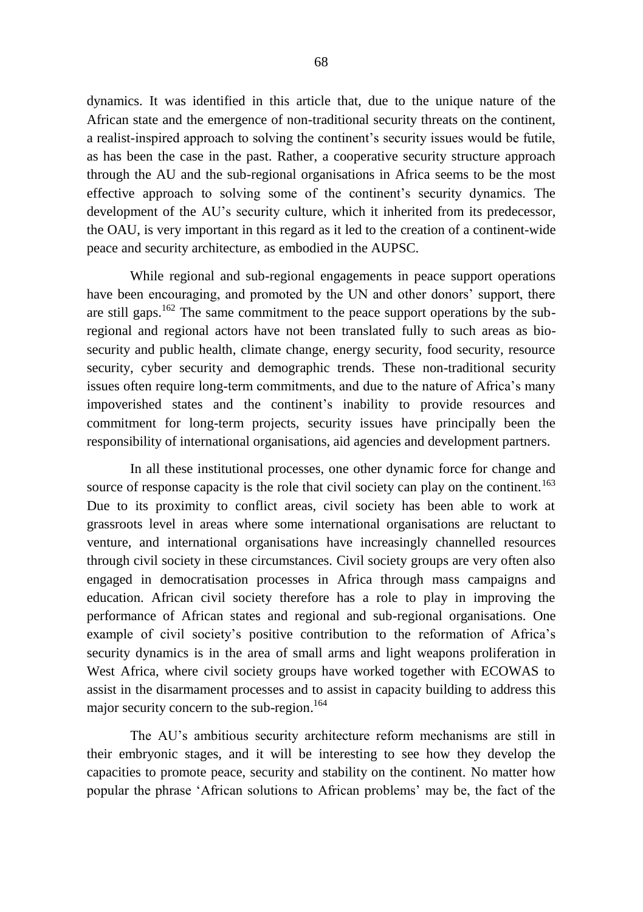dynamics. It was identified in this article that, due to the unique nature of the African state and the emergence of non-traditional security threats on the continent, a realist-inspired approach to solving the continent's security issues would be futile, as has been the case in the past. Rather, a cooperative security structure approach through the AU and the sub-regional organisations in Africa seems to be the most effective approach to solving some of the continent's security dynamics. The development of the AU's security culture, which it inherited from its predecessor, the OAU, is very important in this regard as it led to the creation of a continent-wide peace and security architecture, as embodied in the AUPSC.

While regional and sub-regional engagements in peace support operations have been encouraging, and promoted by the UN and other donors' support, there are still gaps.[162] The same commitment to the peace support operations by the sub-regional and regional actors have not been translated fully to such areas as bio-security and public health, climate change, energy security, food security, resource security, cyber security and demographic trends. These non-traditional security issues often require long-term commitments, and due to the nature of Africa's many impoverished states and the continent's inability to provide resources and commitment for long-term projects, security issues have principally been the responsibility of international organisations, aid agencies and development partners.

In all these institutional processes, one other dynamic force for change and source of response capacity is the role that civil society can play on the continent.[163] Due to its proximity to conflict areas, civil society has been able to work at grassroots level in areas where some international organisations are reluctant to venture, and international organisations have increasingly channelled resources through civil society in these circumstances. Civil society groups are very often also engaged in democratisation processes in Africa through mass campaigns and education. African civil society therefore has a role to play in improving the performance of African states and regional and sub-regional organisations. One example of civil society's positive contribution to the reformation of Africa's security dynamics is in the area of small arms and light weapons proliferation in West Africa, where civil society groups have worked together with ECOWAS to assist in the disarmament processes and to assist in capacity building to address this major security concern to the sub-region.[164]

The AU's ambitious security architecture reform mechanisms are still in their embryonic stages, and it will be interesting to see how they develop the capacities to promote peace, security and stability on the continent. No matter how popular the phrase 'African solutions to African problems' may be, the fact of the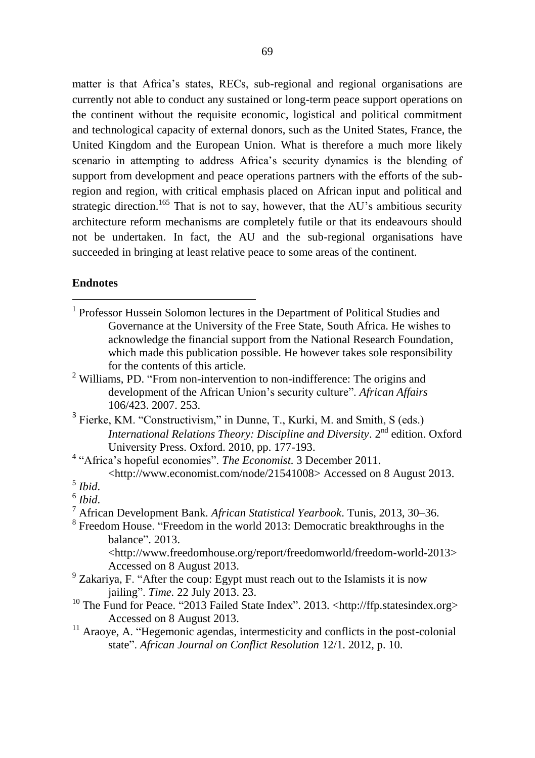matter is that Africa's states, RECs, sub-regional and regional organisations are currently not able to conduct any sustained or long-term peace support operations on the continent without the requisite economic, logistical and political commitment and technological capacity of external donors, such as the United States, France, the United Kingdom and the European Union. What is therefore a much more likely scenario in attempting to address Africa's security dynamics is the blending of support from development and peace operations partners with the efforts of the sub-region and region, with critical emphasis placed on African input and political and strategic direction.[165] That is not to say, however, that the AU's ambitious security architecture reform mechanisms are completely futile or that its endeavours should not be undertaken. In fact, the AU and the sub-regional organisations have succeeded in bringing at least relative peace to some areas of the continent.

**Endnotes**

[1] Professor Hussein Solomon lectures in the Department of Political Studies and Governance at the University of the Free State, South Africa. He wishes to acknowledge the financial support from the National Research Foundation, which made this publication possible. He however takes sole responsibility for the contents of this article.

[2] Williams, PD. "From non-intervention to non-indifference: The origins and development of the African Union's security culture". *African Affairs* 106/423. 2007. 253.

[3] Fierke, KM. "Constructivism," in Dunne, T., Kurki, M. and Smith, S (eds.) *International Relations Theory: Discipline and Diversity*. 2nd edition. Oxford University Press. Oxford. 2010, pp. 177-193.

[4] "Africa's hopeful economies". *The Economist.* 3 December 2011. <http://www.economist.com/node/21541008> Accessed on 8 August 2013.

[5] *Ibid*.

[6] *Ibid*.

[7] African Development Bank. *African Statistical Yearbook*. Tunis, 2013, 30–36.

[8] Freedom House. "Freedom in the world 2013: Democratic breakthroughs in the balance". 2013. <http://www.freedomhouse.org/report/freedomworld/freedom-world-2013> Accessed on 8 August 2013.

[9] Zakariya, F. "After the coup: Egypt must reach out to the Islamists it is now jailing". *Time.* 22 July 2013. 23.

[10] The Fund for Peace. "2013 Failed State Index". 2013. <http://ffp.statesindex.org> Accessed on 8 August 2013.

[11] Araoye, A. "Hegemonic agendas, intermesticity and conflicts in the post-colonial state". *African Journal on Conflict Resolution* 12/1. 2012, p. 10.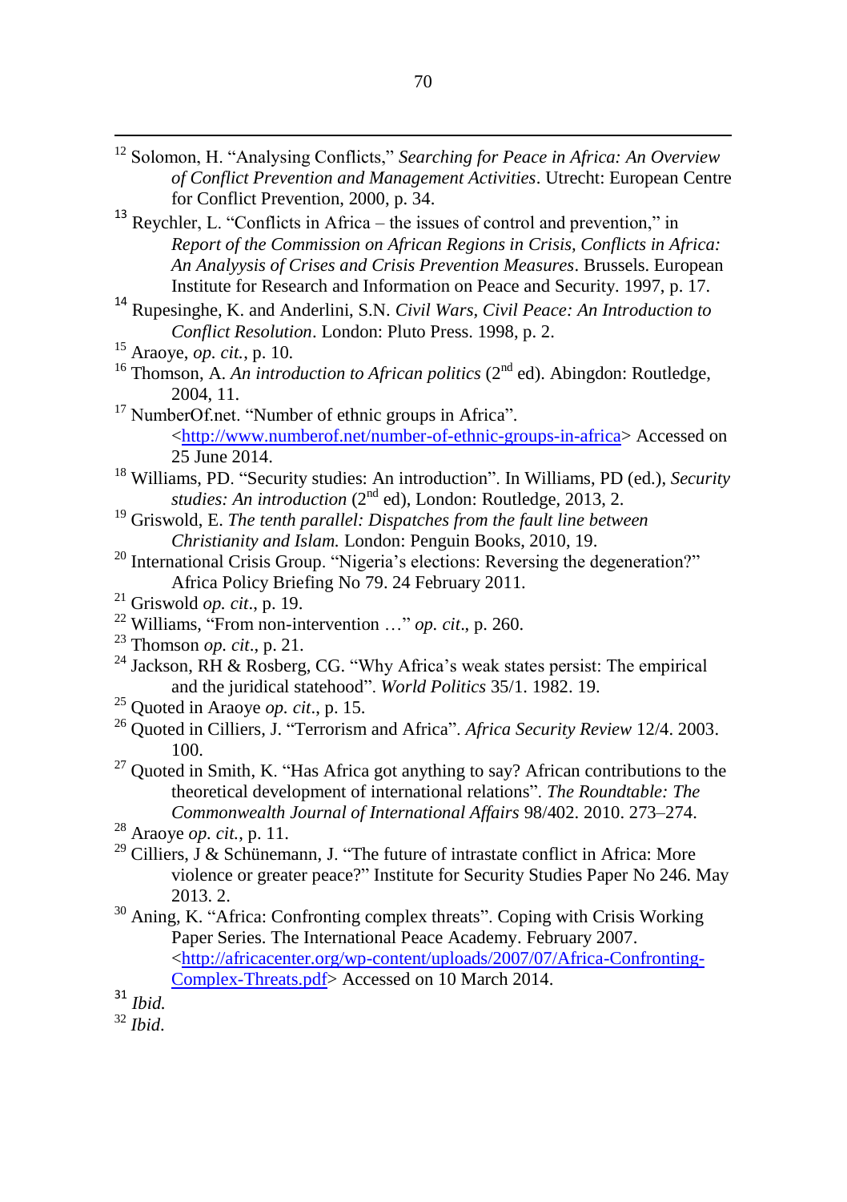[12] Solomon, H. "Analysing Conflicts," *Searching for Peace in Africa: An Overview of Conflict Prevention and Management Activities*. Utrecht: European Centre for Conflict Prevention, 2000, p. 34.

[13] Reychler, L. "Conflicts in Africa – the issues of control and prevention," in *Report of the Commission on African Regions in Crisis, Conflicts in Africa: An Analyysis of Crises and Crisis Prevention Measures*. Brussels. European Institute for Research and Information on Peace and Security. 1997, p. 17.

[14] Rupesinghe, K. and Anderlini, S.N. *Civil Wars, Civil Peace: An Introduction to Conflict Resolution*. London: Pluto Press. 1998, p. 2.

[15] Araoye, *op. cit.*, p. 10.

[16] Thomson, A. *An introduction to African politics* (2nd ed). Abingdon: Routledge, 2004, 11.

[17] NumberOf.net. "Number of ethnic groups in Africa". <http://www.numberof.net/number-of-ethnic-groups-in-africa> Accessed on 25 June 2014.

[18] Williams, PD. "Security studies: An introduction". In Williams, PD (ed.), *Security studies: An introduction* (2nd ed), London: Routledge, 2013, 2.

[19] Griswold, E. *The tenth parallel: Dispatches from the fault line between Christianity and Islam.* London: Penguin Books, 2010, 19.

[20] International Crisis Group. "Nigeria's elections: Reversing the degeneration?" Africa Policy Briefing No 79. 24 February 2011.

[21] Griswold *op. cit*., p. 19.

[22] Williams, "From non-intervention …" *op. cit*., p. 260.

[23] Thomson *op. cit*., p. 21.

[24] Jackson, RH & Rosberg, CG. "Why Africa's weak states persist: The empirical and the juridical statehood". *World Politics* 35/1. 1982. 19.

[25] Quoted in Araoye *op. cit*., p. 15.

[26] Quoted in Cilliers, J. "Terrorism and Africa". *Africa Security Review* 12/4. 2003. 100.

[27] Quoted in Smith, K. "Has Africa got anything to say? African contributions to the theoretical development of international relations". *The Roundtable: The Commonwealth Journal of International Affairs* 98/402. 2010. 273–274.

[28] Araoye *op. cit.*, p. 11.

[29] Cilliers, J & Schünemann, J. "The future of intrastate conflict in Africa: More violence or greater peace?" Institute for Security Studies Paper No 246. May 2013. 2.

[30] Aning, K. "Africa: Confronting complex threats". Coping with Crisis Working Paper Series. The International Peace Academy. February 2007. <http://africacenter.org/wp-content/uploads/2007/07/Africa-Confronting-Complex-Threats.pdf> Accessed on 10 March 2014.

[31] *Ibid.*

[32] *Ibid.*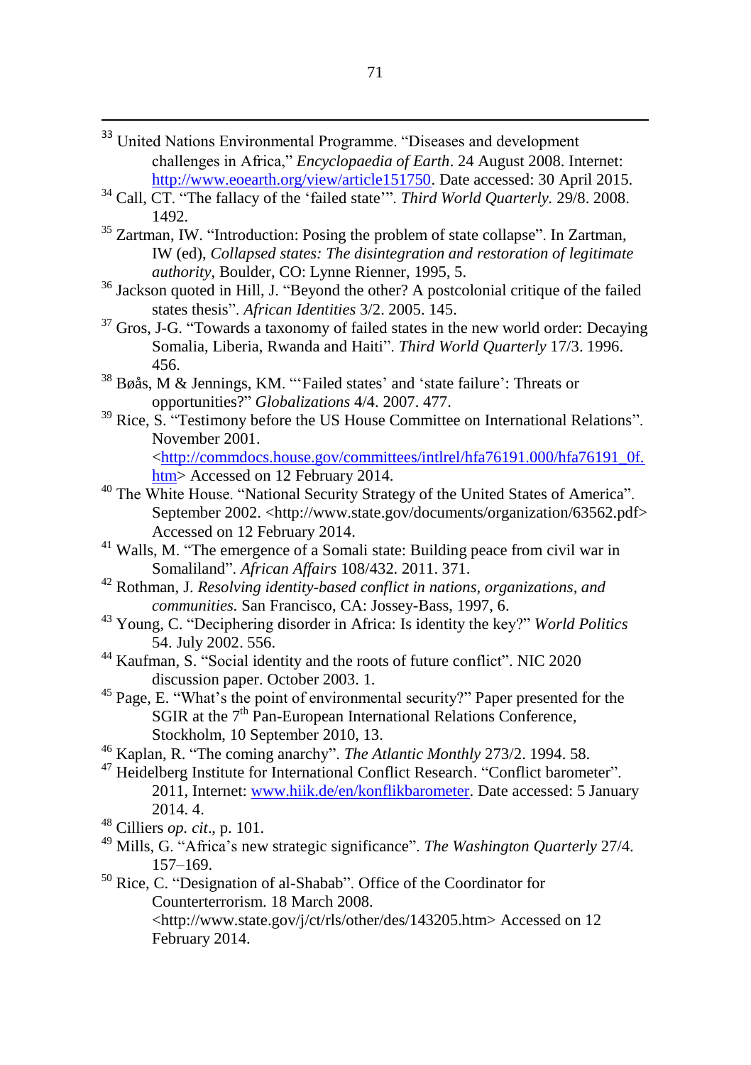[33] United Nations Environmental Programme. "Diseases and development challenges in Africa," *Encyclopaedia of Earth*. 24 August 2008. Internet: http://www.eoearth.org/view/article151750. Date accessed: 30 April 2015.

[34] Call, CT. "The fallacy of the 'failed state'". *Third World Quarterly.* 29/8. 2008. 1492.

[35] Zartman, IW. "Introduction: Posing the problem of state collapse". In Zartman, IW (ed), *Collapsed states: The disintegration and restoration of legitimate authority*, Boulder, CO: Lynne Rienner, 1995, 5.

[36] Jackson quoted in Hill, J. "Beyond the other? A postcolonial critique of the failed states thesis". *African Identities* 3/2. 2005. 145.

[37] Gros, J-G. "Towards a taxonomy of failed states in the new world order: Decaying Somalia, Liberia, Rwanda and Haiti". *Third World Quarterly* 17/3. 1996. 456.

[38] Bøås, M & Jennings, KM. "'Failed states' and 'state failure': Threats or opportunities?" *Globalizations* 4/4. 2007. 477.

[39] Rice, S. "Testimony before the US House Committee on International Relations". November 2001. <http://commdocs.house.gov/committees/intlrel/hfa76191.000/hfa76191_0f.htm> Accessed on 12 February 2014.

[40] The White House. "National Security Strategy of the United States of America". September 2002. <http://www.state.gov/documents/organization/63562.pdf> Accessed on 12 February 2014.

[41] Walls, M. "The emergence of a Somali state: Building peace from civil war in Somaliland". *African Affairs* 108/432. 2011. 371.

[42] Rothman, J. *Resolving identity-based conflict in nations, organizations, and communities.* San Francisco, CA: Jossey-Bass, 1997, 6.

[43] Young, C. "Deciphering disorder in Africa: Is identity the key?" *World Politics* 54. July 2002. 556.

[44] Kaufman, S. "Social identity and the roots of future conflict". NIC 2020 discussion paper. October 2003. 1.

[45] Page, E. "What's the point of environmental security?" Paper presented for the SGIR at the 7th Pan-European International Relations Conference, Stockholm, 10 September 2010, 13.

[46] Kaplan, R. "The coming anarchy". *The Atlantic Monthly* 273/2. 1994. 58.

[47] Heidelberg Institute for International Conflict Research. "Conflict barometer". 2011, Internet: www.hiik.de/en/konflikbarometer. Date accessed: 5 January 2014. 4.

[48] Cilliers *op. cit*., p. 101.

[49] Mills, G. "Africa's new strategic significance". *The Washington Quarterly* 27/4. 157–169.

[50] Rice, C. "Designation of al-Shabab". Office of the Coordinator for Counterterrorism. 18 March 2008. <http://www.state.gov/j/ct/rls/other/des/143205.htm> Accessed on 12 February 2014.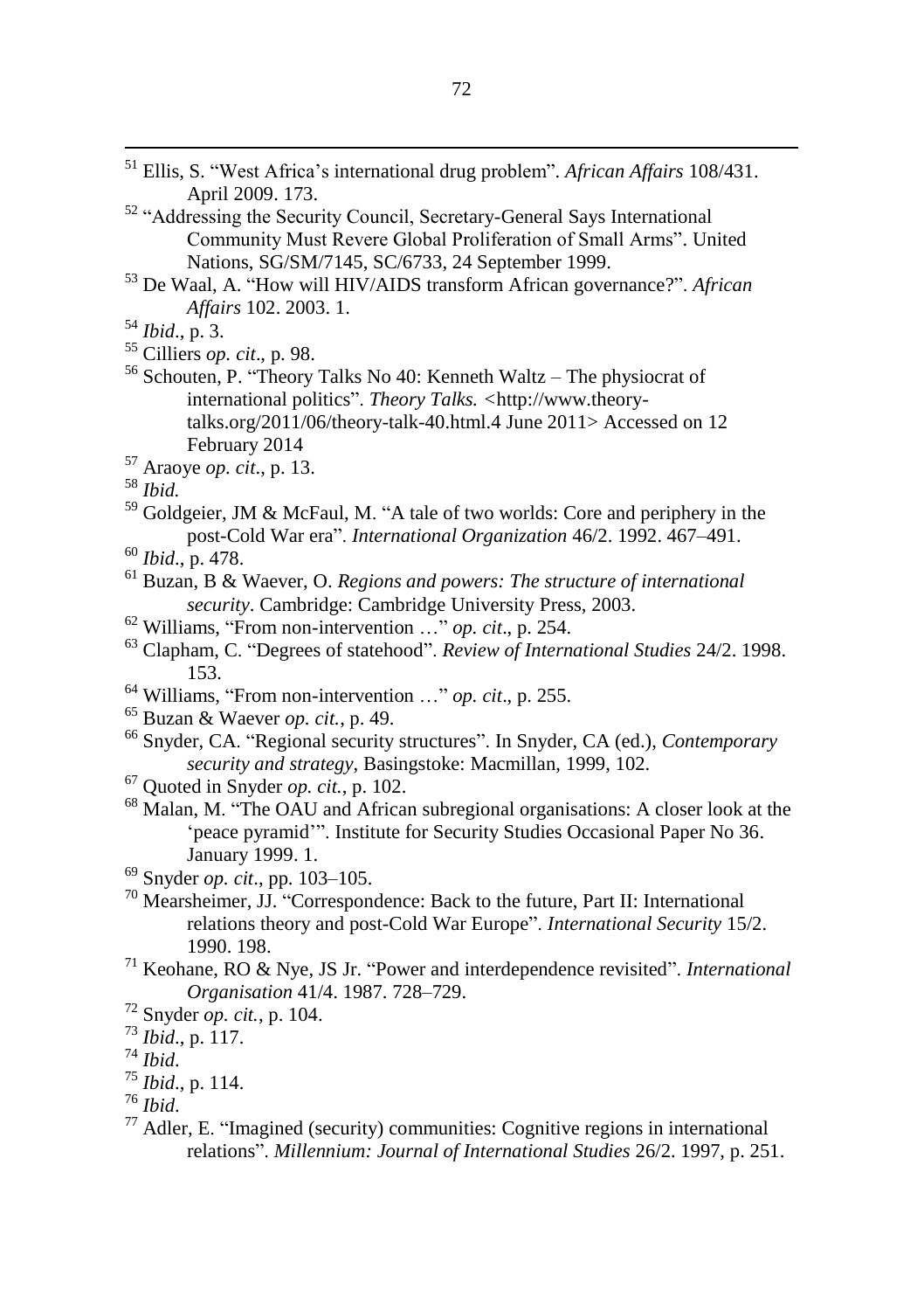[51] Ellis, S. "West Africa's international drug problem". *African Affairs* 108/431. April 2009. 173.

[52] "Addressing the Security Council, Secretary-General Says International Community Must Revere Global Proliferation of Small Arms". United Nations, SG/SM/7145, SC/6733, 24 September 1999.

[53] De Waal, A. "How will HIV/AIDS transform African governance?". *African Affairs* 102. 2003. 1.

[54] *Ibid*., p. 3.

[55] Cilliers *op. cit*., p. 98.

[56] Schouten, P. "Theory Talks No 40: Kenneth Waltz – The physiocrat of international politics". *Theory Talks.* <http://www.theory-talks.org/2011/06/theory-talk-40.html.4 June 2011> Accessed on 12 February 2014

[57] Araoye *op. cit*., p. 13.

[58] *Ibid.*

[59] Goldgeier, JM & McFaul, M. "A tale of two worlds: Core and periphery in the post-Cold War era". *International Organization* 46/2. 1992. 467–491.

[60] *Ibid*., p. 478.

[61] Buzan, B & Waever, O. *Regions and powers: The structure of international security*. Cambridge: Cambridge University Press, 2003.

[62] Williams, "From non-intervention …" *op. cit*., p. 254.

[63] Clapham, C. "Degrees of statehood". *Review of International Studies* 24/2. 1998. 153.

[64] Williams, "From non-intervention …" *op. cit*., p. 255.

[65] Buzan & Waever *op. cit.*, p. 49.

[66] Snyder, CA. "Regional security structures". In Snyder, CA (ed.), *Contemporary security and strategy*, Basingstoke: Macmillan, 1999, 102.

[67] Quoted in Snyder *op. cit.*, p. 102.

[68] Malan, M. "The OAU and African subregional organisations: A closer look at the 'peace pyramid'". Institute for Security Studies Occasional Paper No 36. January 1999. 1.

[69] Snyder *op. cit*., pp. 103–105.

[70] Mearsheimer, JJ. "Correspondence: Back to the future, Part II: International relations theory and post-Cold War Europe". *International Security* 15/2. 1990. 198.

[71] Keohane, RO & Nye, JS Jr. "Power and interdependence revisited". *International Organisation* 41/4. 1987. 728–729.

[72] Snyder *op. cit.*, p. 104.

[73] *Ibid*., p. 117.

[74] *Ibid.*

[75] *Ibid*., p. 114.

[76] *Ibid.*

[77] Adler, E. "Imagined (security) communities: Cognitive regions in international relations". *Millennium: Journal of International Studies* 26/2. 1997, p. 251.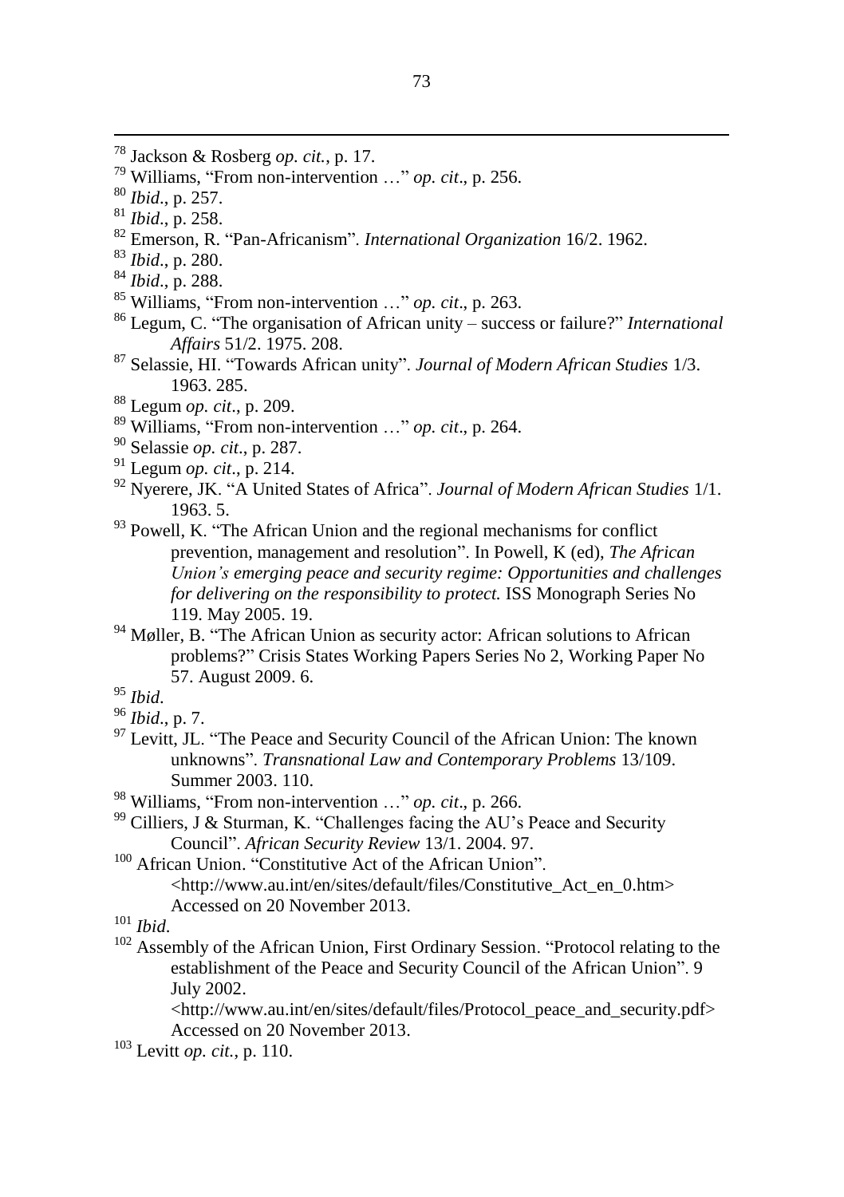[78] Jackson & Rosberg *op. cit.*, p. 17.

[79] Williams, "From non-intervention …" *op. cit*., p. 256.

[80] *Ibid*., p. 257.

[81] *Ibid*., p. 258.

[82] Emerson, R. "Pan-Africanism". *International Organization* 16/2. 1962.

[83] *Ibid*., p. 280.

[84] *Ibid*., p. 288.

[85] Williams, "From non-intervention …" *op. cit*., p. 263.

[86] Legum, C. "The organisation of African unity – success or failure?" *International Affairs* 51/2. 1975. 208.

[87] Selassie, HI. "Towards African unity". *Journal of Modern African Studies* 1/3. 1963. 285.

[88] Legum *op. cit*., p. 209.

[89] Williams, "From non-intervention …" *op. cit*., p. 264.

[90] Selassie *op. cit*., p. 287.

[91] Legum *op. cit*., p. 214.

[92] Nyerere, JK. "A United States of Africa". *Journal of Modern African Studies* 1/1. 1963. 5.

[93] Powell, K. "The African Union and the regional mechanisms for conflict prevention, management and resolution". In Powell, K (ed), *The African Union's emerging peace and security regime: Opportunities and challenges for delivering on the responsibility to protect.* ISS Monograph Series No 119. May 2005. 19.

[94] Møller, B. "The African Union as security actor: African solutions to African problems?" Crisis States Working Papers Series No 2, Working Paper No 57. August 2009. 6.

[95] *Ibid*.

[96] *Ibid*., p. 7.

[97] Levitt, JL. "The Peace and Security Council of the African Union: The known unknowns". *Transnational Law and Contemporary Problems* 13/109. Summer 2003. 110.

[98] Williams, "From non-intervention …" *op. cit*., p. 266.

[99] Cilliers, J & Sturman, K. "Challenges facing the AU's Peace and Security Council". *African Security Review* 13/1. 2004. 97.

[100] African Union. "Constitutive Act of the African Union". <http://www.au.int/en/sites/default/files/Constitutive_Act_en_0.htm> Accessed on 20 November 2013.

[101] *Ibid*.

[102] Assembly of the African Union, First Ordinary Session. "Protocol relating to the establishment of the Peace and Security Council of the African Union". 9 July 2002. <http://www.au.int/en/sites/default/files/Protocol_peace_and_security.pdf> Accessed on 20 November 2013.

[103] Levitt *op. cit.*, p. 110.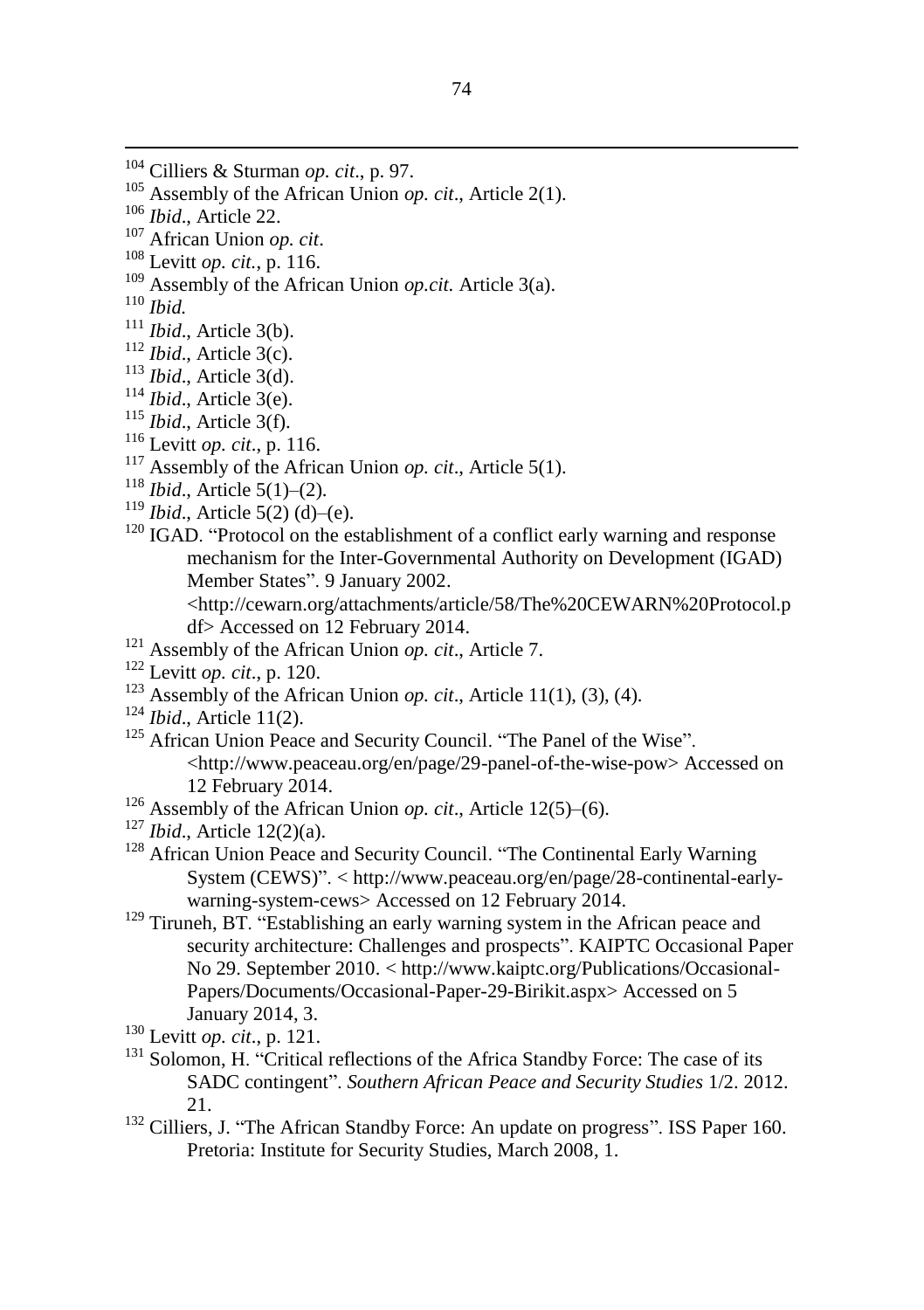[104] Cilliers & Sturman *op. cit*., p. 97.

[105] Assembly of the African Union *op. cit*., Article 2(1).

[106] *Ibid*., Article 22.

[107] African Union *op. cit*.

[108] Levitt *op. cit.*, p. 116.

[109] Assembly of the African Union *op.cit.* Article 3(a).

[110] *Ibid.*

[111] *Ibid*., Article 3(b).

[112] *Ibid*., Article 3(c).

[113] *Ibid*., Article 3(d).

[114] *Ibid*., Article 3(e).

[115] *Ibid*., Article 3(f).

[116] Levitt *op. cit*., p. 116.

[117] Assembly of the African Union *op. cit*., Article 5(1).

[118] *Ibid*., Article 5(1)–(2).

[119] *Ibid*., Article 5(2) (d)–(e).

[120] IGAD. "Protocol on the establishment of a conflict early warning and response mechanism for the Inter-Governmental Authority on Development (IGAD) Member States". 9 January 2002. <http://cewarn.org/attachments/article/58/The%20CEWARN%20Protocol.pdf> Accessed on 12 February 2014.

[121] Assembly of the African Union *op. cit*., Article 7.

[122] Levitt *op. cit*., p. 120.

[123] Assembly of the African Union *op. cit*., Article 11(1), (3), (4).

[124] *Ibid*., Article 11(2).

[125] African Union Peace and Security Council. "The Panel of the Wise". <http://www.peaceau.org/en/page/29-panel-of-the-wise-pow> Accessed on 12 February 2014.

[126] Assembly of the African Union *op. cit*., Article 12(5)–(6).

[127] *Ibid*., Article 12(2)(a).

[128] African Union Peace and Security Council. "The Continental Early Warning System (CEWS)". < http://www.peaceau.org/en/page/28-continental-early-warning-system-cews> Accessed on 12 February 2014.

[129] Tiruneh, BT. "Establishing an early warning system in the African peace and security architecture: Challenges and prospects". KAIPTC Occasional Paper No 29. September 2010. < http://www.kaiptc.org/Publications/Occasional-Papers/Documents/Occasional-Paper-29-Birikit.aspx> Accessed on 5 January 2014, 3.

[130] Levitt *op. cit*., p. 121.

[131] Solomon, H. "Critical reflections of the Africa Standby Force: The case of its SADC contingent". *Southern African Peace and Security Studies* 1/2. 2012. 21.

[132] Cilliers, J. "The African Standby Force: An update on progress". ISS Paper 160. Pretoria: Institute for Security Studies, March 2008, 1.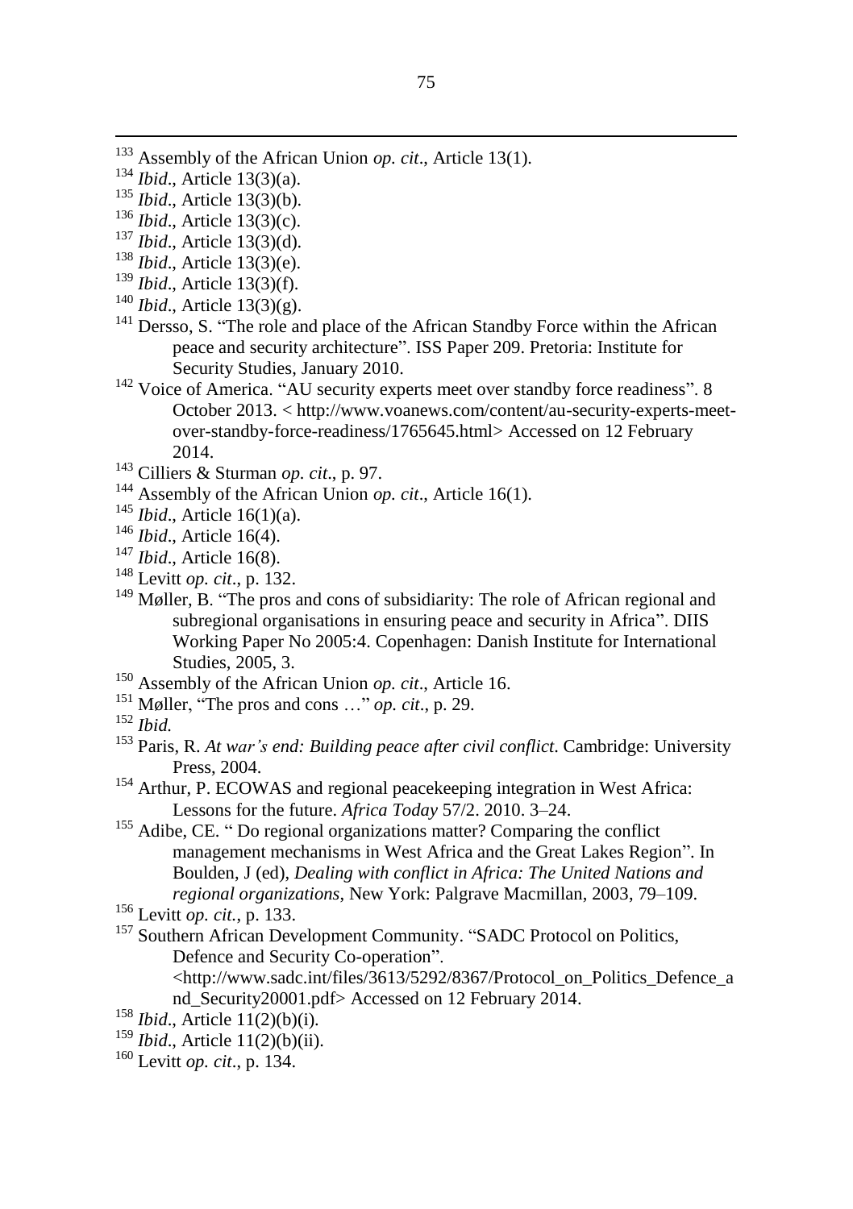[133] Assembly of the African Union *op. cit*., Article 13(1).

[134] *Ibid*., Article 13(3)(a).

[135] *Ibid*., Article 13(3)(b).

[136] *Ibid*., Article 13(3)(c).

[137] *Ibid*., Article 13(3)(d).

[138] *Ibid*., Article 13(3)(e).

[139] *Ibid*., Article 13(3)(f).

[140] *Ibid*., Article 13(3)(g).

[141] Dersso, S. "The role and place of the African Standby Force within the African peace and security architecture". ISS Paper 209. Pretoria: Institute for Security Studies, January 2010.

[142] Voice of America. "AU security experts meet over standby force readiness". 8 October 2013. < http://www.voanews.com/content/au-security-experts-meet-over-standby-force-readiness/1765645.html> Accessed on 12 February 2014.

[143] Cilliers & Sturman *op. cit*., p. 97.

[144] Assembly of the African Union *op. cit*., Article 16(1).

[145] *Ibid*., Article 16(1)(a).

[146] *Ibid*., Article 16(4).

[147] *Ibid*., Article 16(8).

[148] Levitt *op. cit*., p. 132.

[149] Møller, B. "The pros and cons of subsidiarity: The role of African regional and subregional organisations in ensuring peace and security in Africa". DIIS Working Paper No 2005:4. Copenhagen: Danish Institute for International Studies, 2005, 3.

[150] Assembly of the African Union *op. cit*., Article 16.

[151] Møller, "The pros and cons …" *op. cit*., p. 29.

[152] *Ibid.*

[153] Paris, R. *At war's end: Building peace after civil conflict*. Cambridge: University Press, 2004.

[154] Arthur, P. ECOWAS and regional peacekeeping integration in West Africa: Lessons for the future. *Africa Today* 57/2. 2010. 3–24.

[155] Adibe, CE. " Do regional organizations matter? Comparing the conflict management mechanisms in West Africa and the Great Lakes Region". In Boulden, J (ed), *Dealing with conflict in Africa: The United Nations and regional organizations*, New York: Palgrave Macmillan, 2003, 79–109.

[156] Levitt *op. cit.*, p. 133.

[157] Southern African Development Community. "SADC Protocol on Politics, Defence and Security Co-operation". <http://www.sadc.int/files/3613/5292/8367/Protocol_on_Politics_Defence_and_Security20001.pdf> Accessed on 12 February 2014.

[158] *Ibid*., Article 11(2)(b)(i).

[159] *Ibid*., Article 11(2)(b)(ii).

[160] Levitt *op. cit*., p. 134.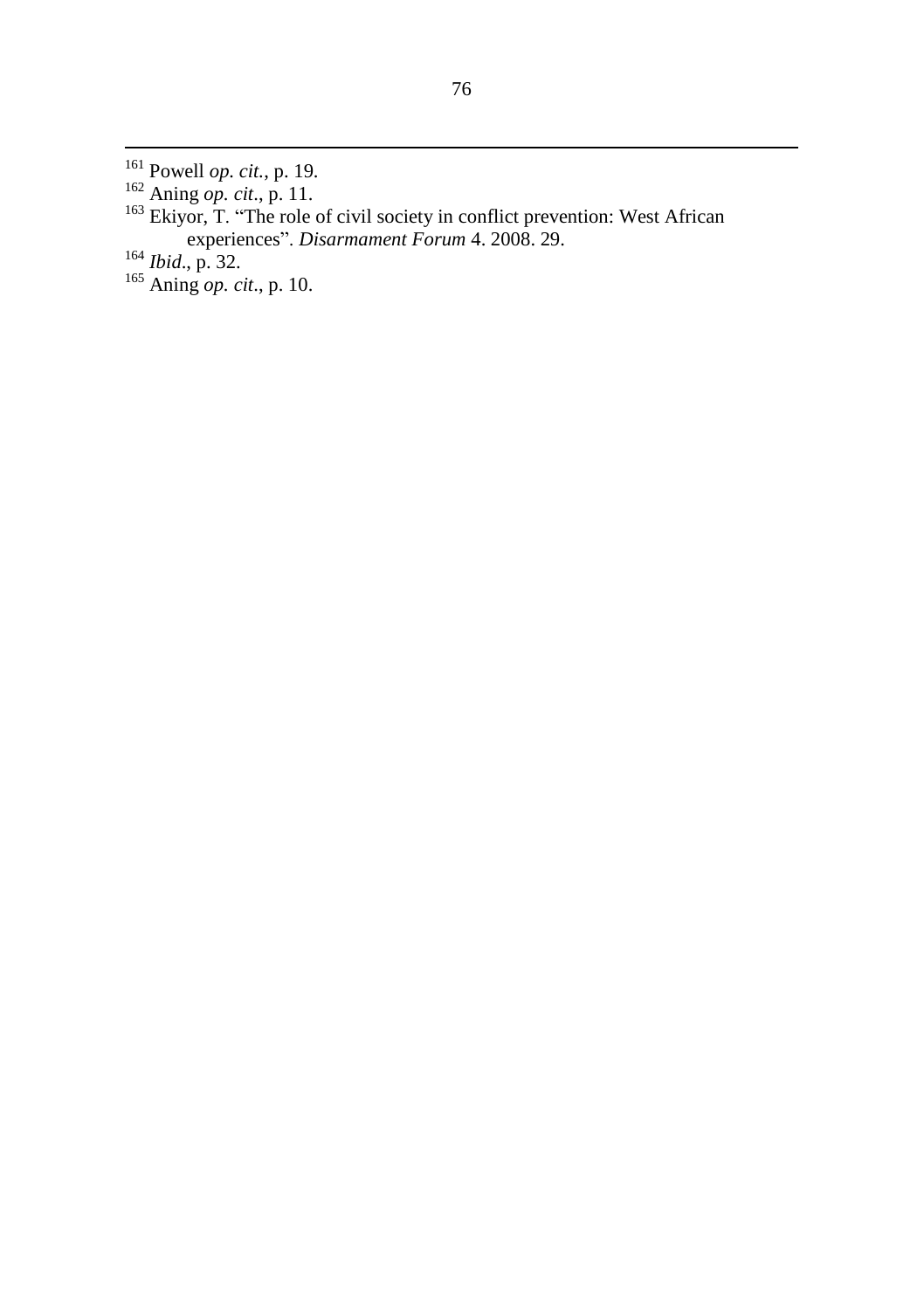[161] Powell *op. cit.*, p. 19.

[162] Aning *op. cit*., p. 11.

[163] Ekiyor, T. "The role of civil society in conflict prevention: West African experiences". *Disarmament Forum* 4. 2008. 29.

[164] *Ibid*., p. 32.

[165] Aning *op. cit*., p. 10.